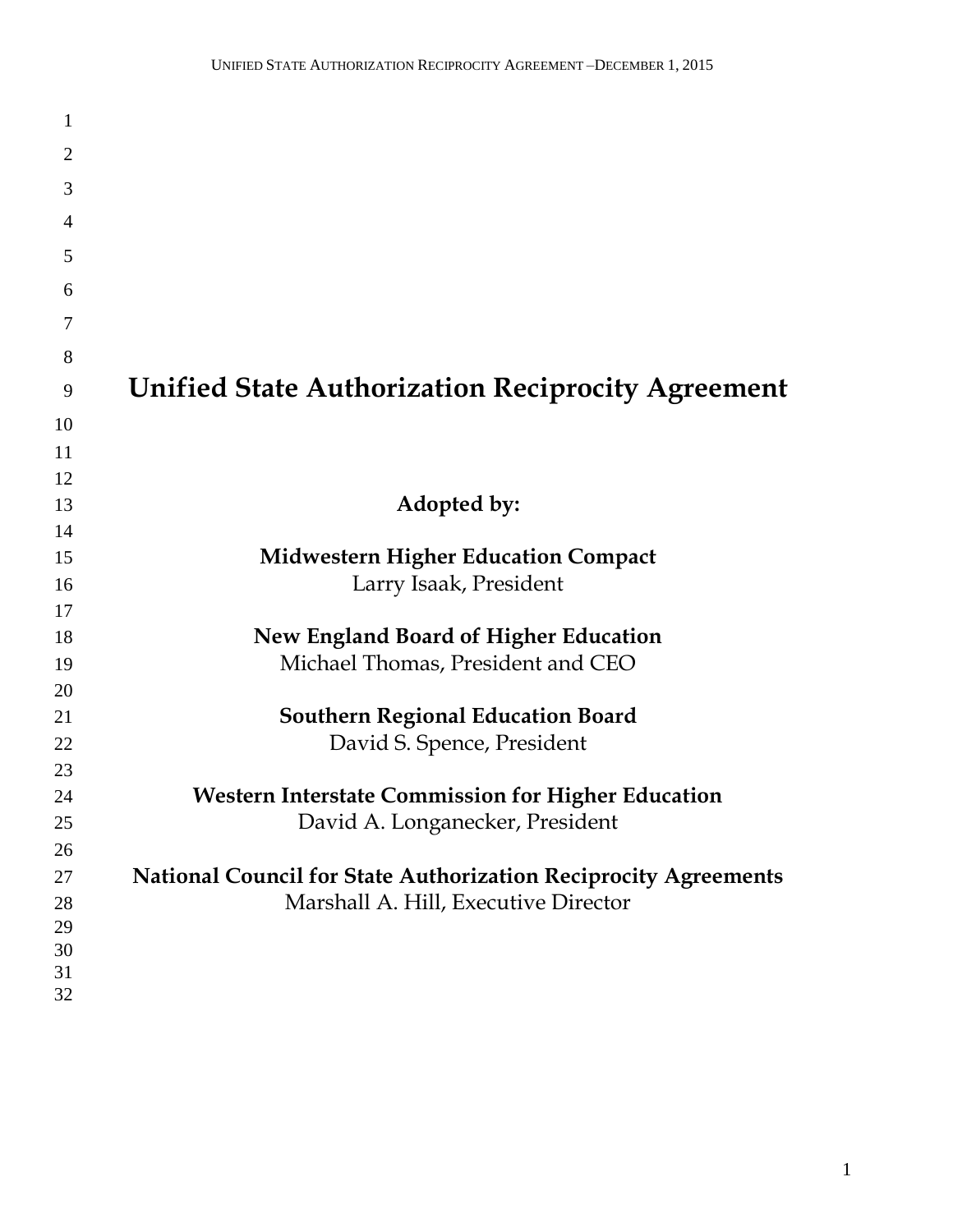# Unified State Authorization Reciprocity Agreement

**Adopted by:**

**Midwestern Higher Education Compact**
Larry Isaak, President

**New England Board of Higher Education**
Michael Thomas, President and CEO

**Southern Regional Education Board**
David S. Spence, President

**Western Interstate Commission for Higher Education**
David A. Longanecker, President

**National Council for State Authorization Reciprocity Agreements**
Marshall A. Hill, Executive Director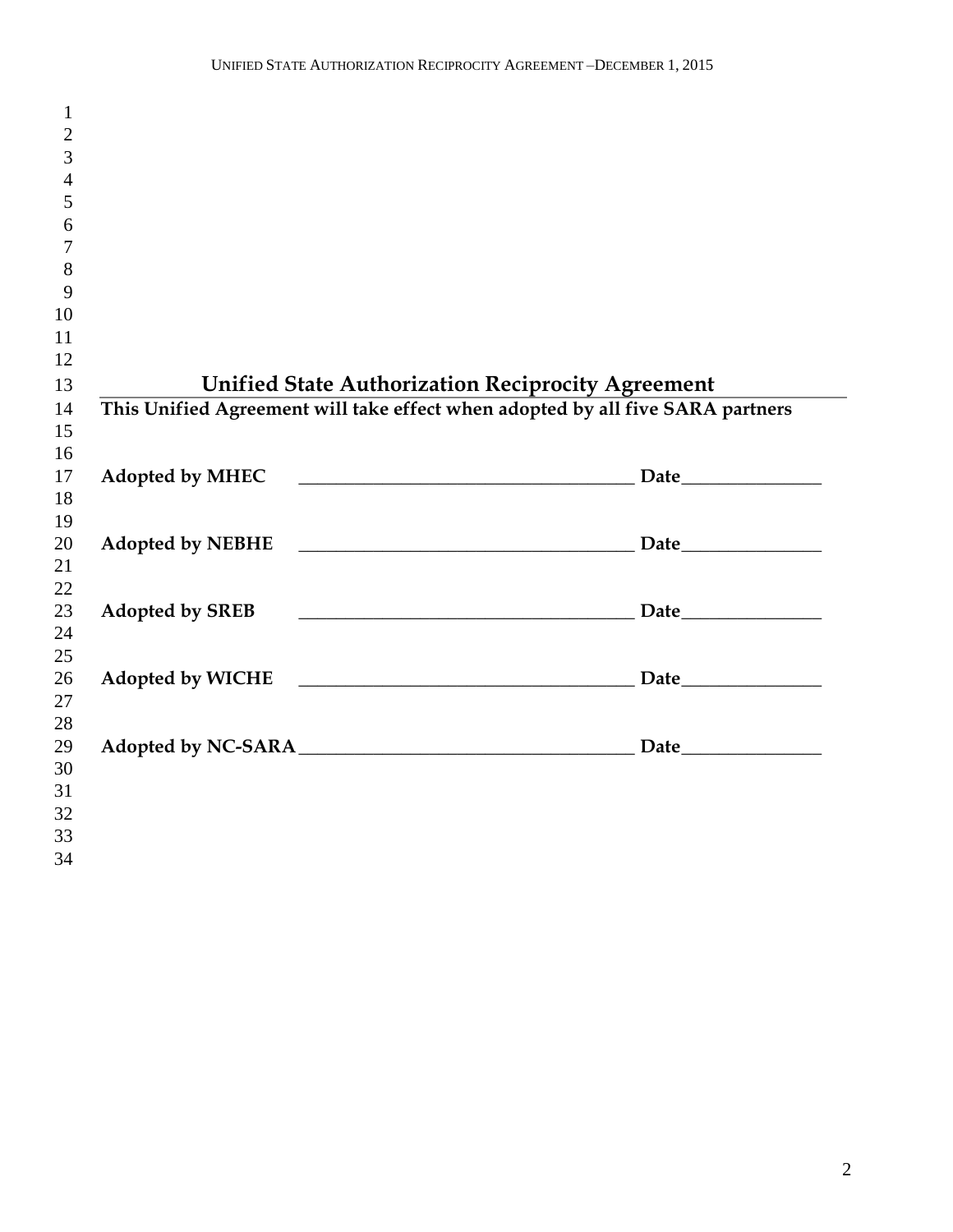# Unified State Authorization Reciprocity Agreement

**This Unified Agreement will take effect when adopted by all five SARA partners**

**Adopted by MHEC** ___________________________________ **Date**_______________

**Adopted by NEBHE** ___________________________________ **Date**_______________

**Adopted by SREB** ___________________________________ **Date**_______________

**Adopted by WICHE** ___________________________________ **Date**_______________

**Adopted by NC-SARA** ___________________________________ **Date**_______________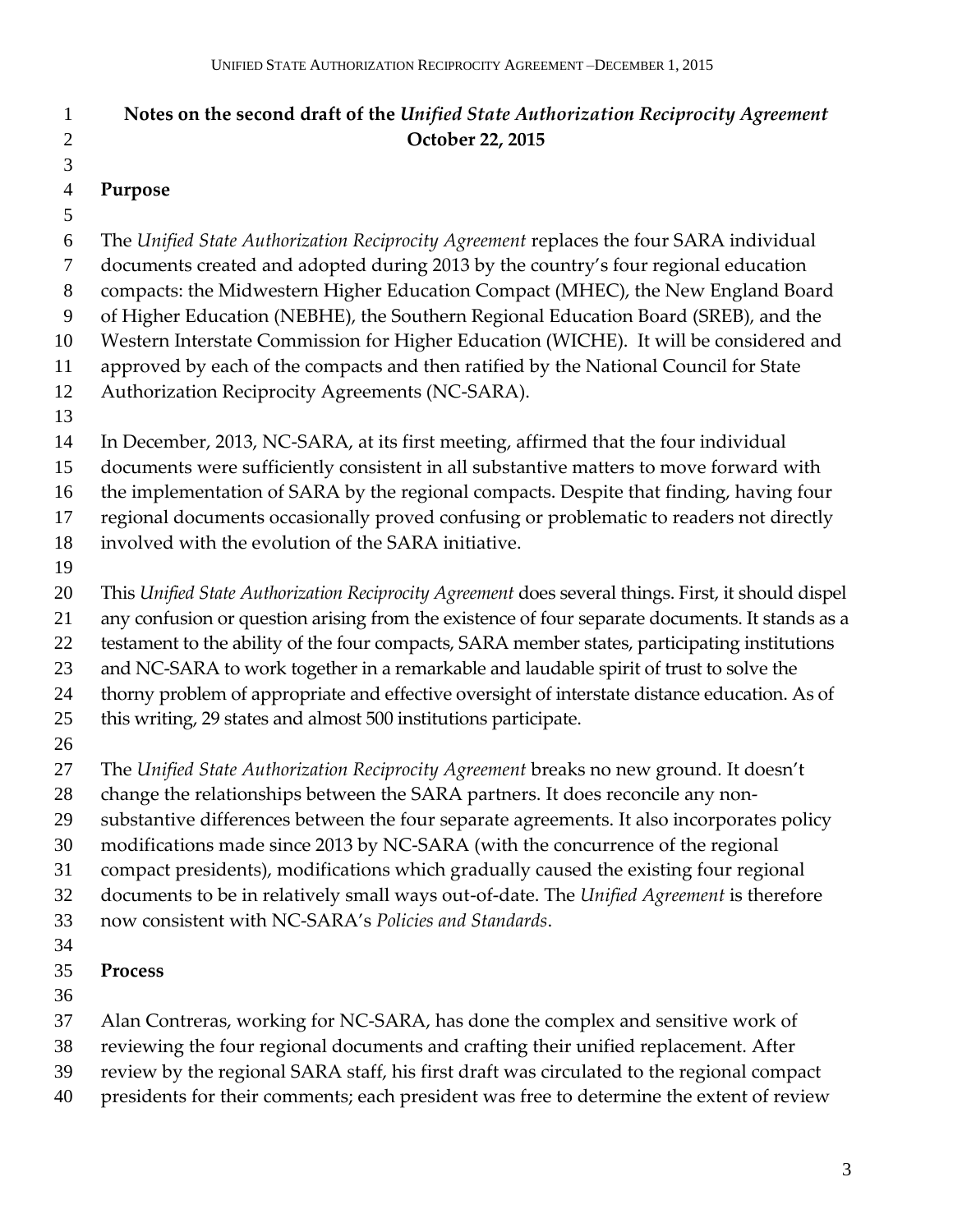**Notes on the second draft of the *Unified State Authorization Reciprocity Agreement***
**October 22, 2015**

## Purpose

The *Unified State Authorization Reciprocity Agreement* replaces the four SARA individual documents created and adopted during 2013 by the country's four regional education compacts: the Midwestern Higher Education Compact (MHEC), the New England Board of Higher Education (NEBHE), the Southern Regional Education Board (SREB), and the Western Interstate Commission for Higher Education (WICHE). It will be considered and approved by each of the compacts and then ratified by the National Council for State Authorization Reciprocity Agreements (NC-SARA).

In December, 2013, NC-SARA, at its first meeting, affirmed that the four individual documents were sufficiently consistent in all substantive matters to move forward with the implementation of SARA by the regional compacts. Despite that finding, having four regional documents occasionally proved confusing or problematic to readers not directly involved with the evolution of the SARA initiative.

This *Unified State Authorization Reciprocity Agreement* does several things. First, it should dispel any confusion or question arising from the existence of four separate documents. It stands as a testament to the ability of the four compacts, SARA member states, participating institutions and NC-SARA to work together in a remarkable and laudable spirit of trust to solve the thorny problem of appropriate and effective oversight of interstate distance education. As of this writing, 29 states and almost 500 institutions participate.

The *Unified State Authorization Reciprocity Agreement* breaks no new ground. It doesn't change the relationships between the SARA partners. It does reconcile any non-substantive differences between the four separate agreements. It also incorporates policy modifications made since 2013 by NC-SARA (with the concurrence of the regional compact presidents), modifications which gradually caused the existing four regional documents to be in relatively small ways out-of-date. The *Unified Agreement* is therefore now consistent with NC-SARA's *Policies and Standards*.

## Process

Alan Contreras, working for NC-SARA, has done the complex and sensitive work of reviewing the four regional documents and crafting their unified replacement. After review by the regional SARA staff, his first draft was circulated to the regional compact presidents for their comments; each president was free to determine the extent of review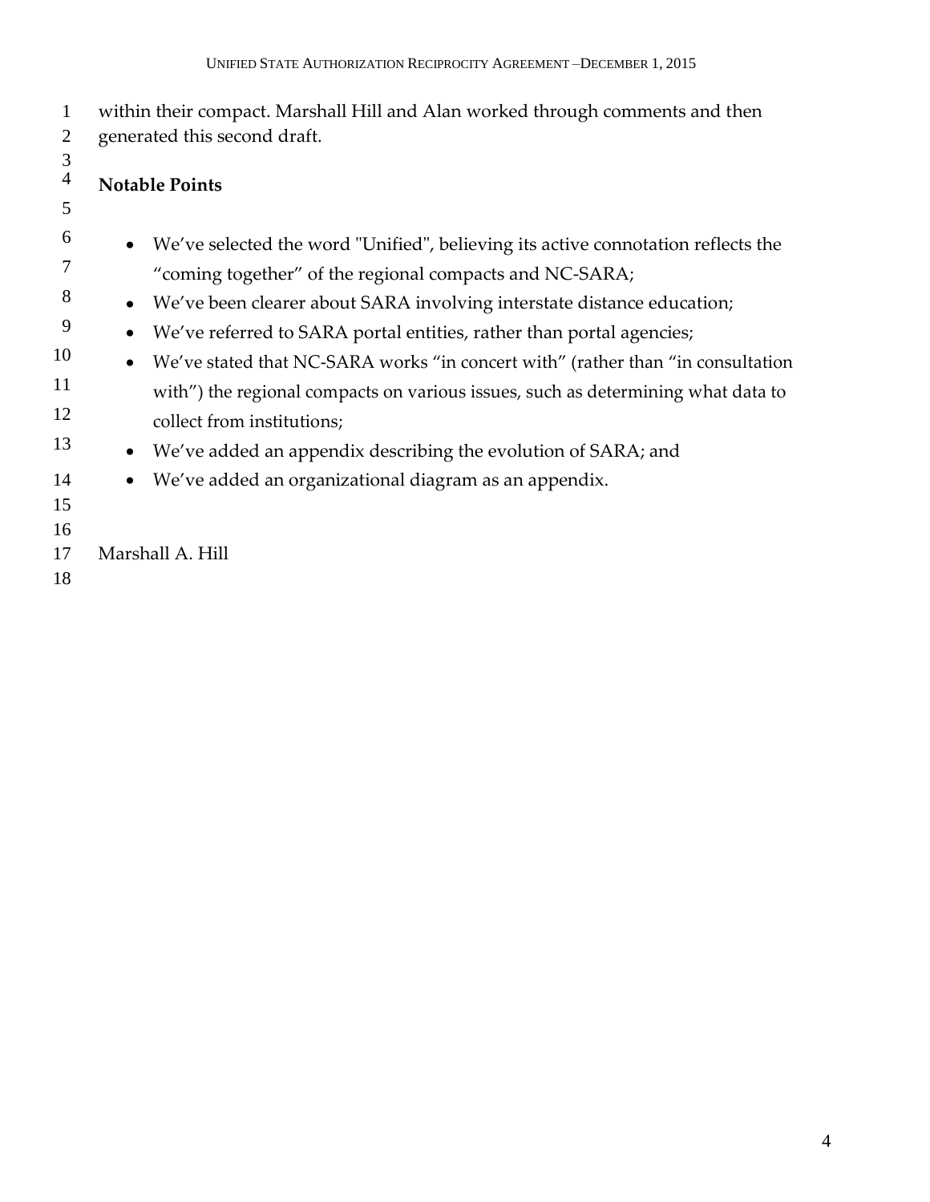within their compact. Marshall Hill and Alan worked through comments and then generated this second draft.

**Notable Points**

- We've selected the word "Unified", believing its active connotation reflects the "coming together" of the regional compacts and NC-SARA;
- We've been clearer about SARA involving interstate distance education;
- We've referred to SARA portal entities, rather than portal agencies;
- We've stated that NC-SARA works "in concert with" (rather than "in consultation with") the regional compacts on various issues, such as determining what data to collect from institutions;
- We've added an appendix describing the evolution of SARA; and
- We've added an organizational diagram as an appendix.

Marshall A. Hill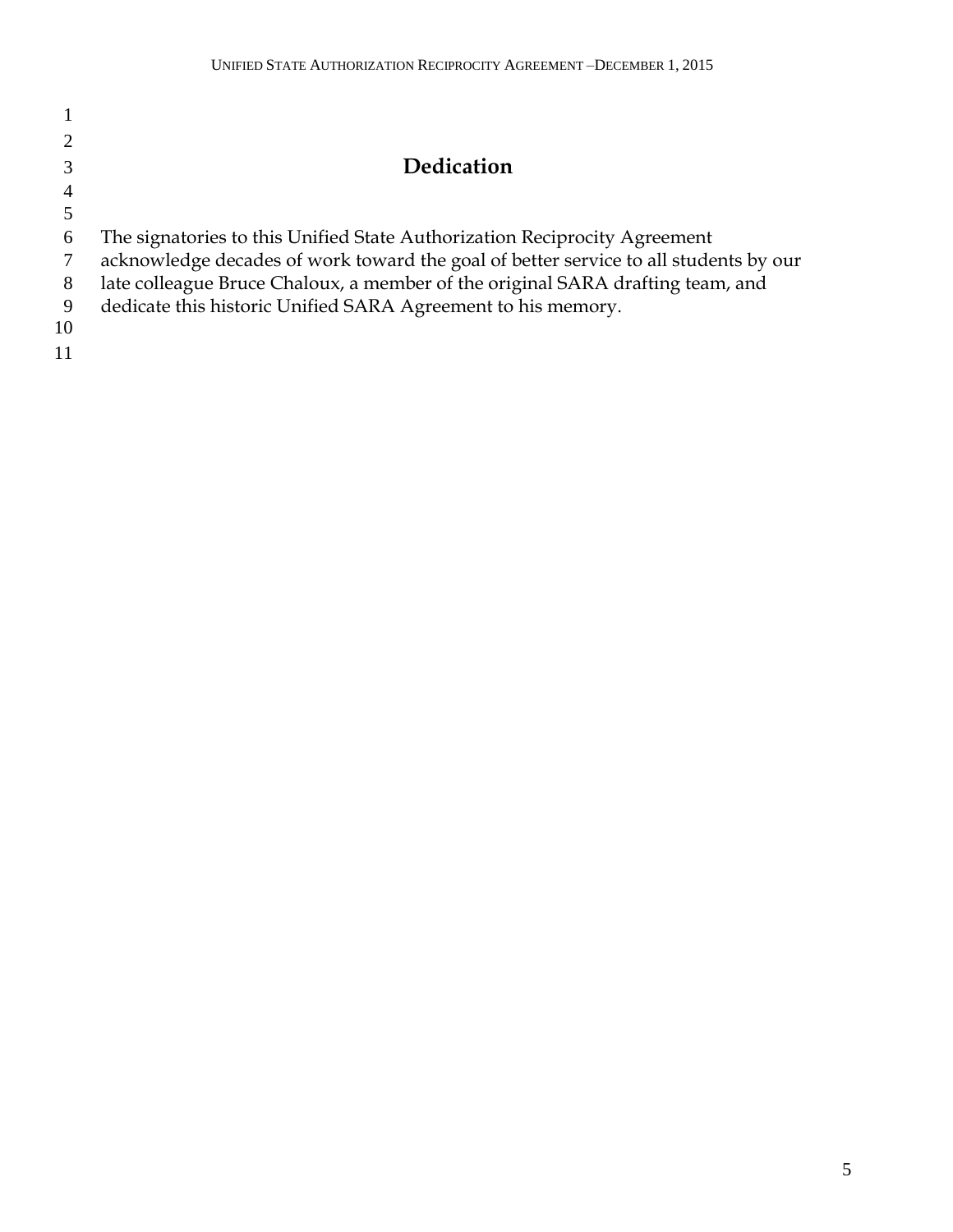# Dedication

The signatories to this Unified State Authorization Reciprocity Agreement acknowledge decades of work toward the goal of better service to all students by our late colleague Bruce Chaloux, a member of the original SARA drafting team, and dedicate this historic Unified SARA Agreement to his memory.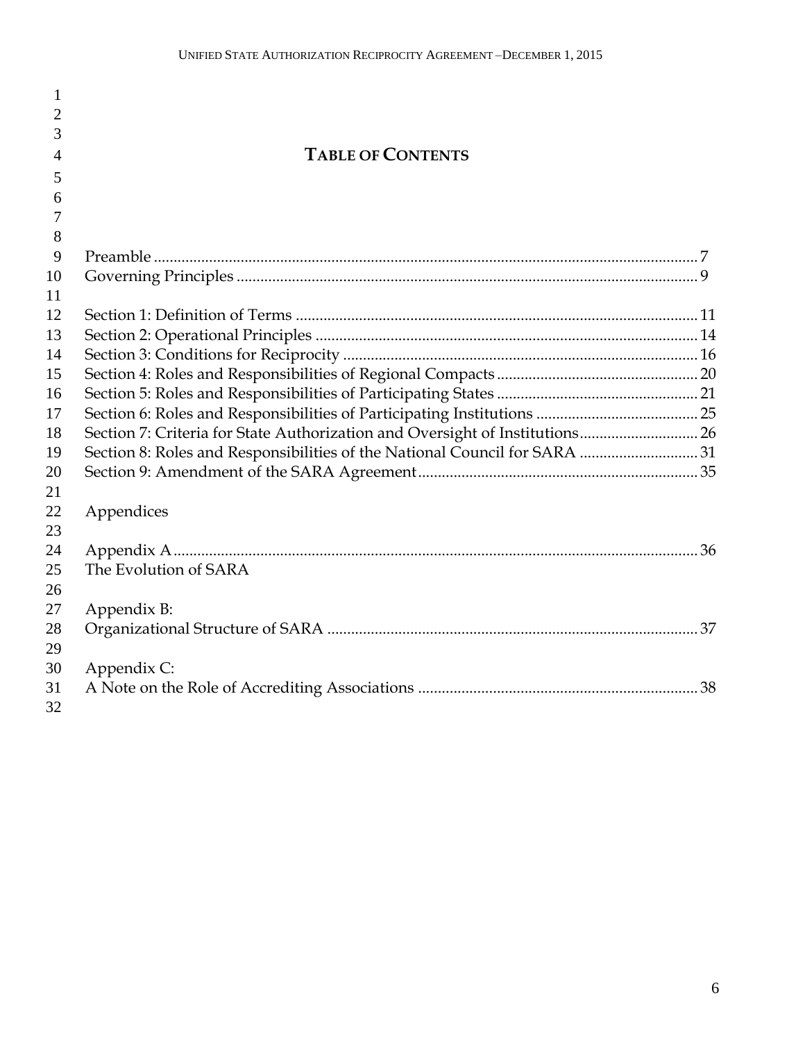# TABLE OF CONTENTS

Preamble ........................................................................................................................... 7
Governing Principles ....................................................................................................... 9

Section 1: Definition of Terms ....................................................................................... 11
Section 2: Operational Principles ................................................................................... 14
Section 3: Conditions for Reciprocity ............................................................................ 16
Section 4: Roles and Responsibilities of Regional Compacts ...................................... 20
Section 5: Roles and Responsibilities of Participating States ...................................... 21
Section 6: Roles and Responsibilities of Participating Institutions ............................. 25
Section 7: Criteria for State Authorization and Oversight of Institutions .................. 26
Section 8: Roles and Responsibilities of the National Council for SARA .................. 31
Section 9: Amendment of the SARA Agreement .......................................................... 35

Appendices

Appendix A ..................................................................................................................... 36
The Evolution of SARA

Appendix B:
Organizational Structure of SARA ................................................................................ 37

Appendix C:
A Note on the Role of Accrediting Associations .......................................................... 38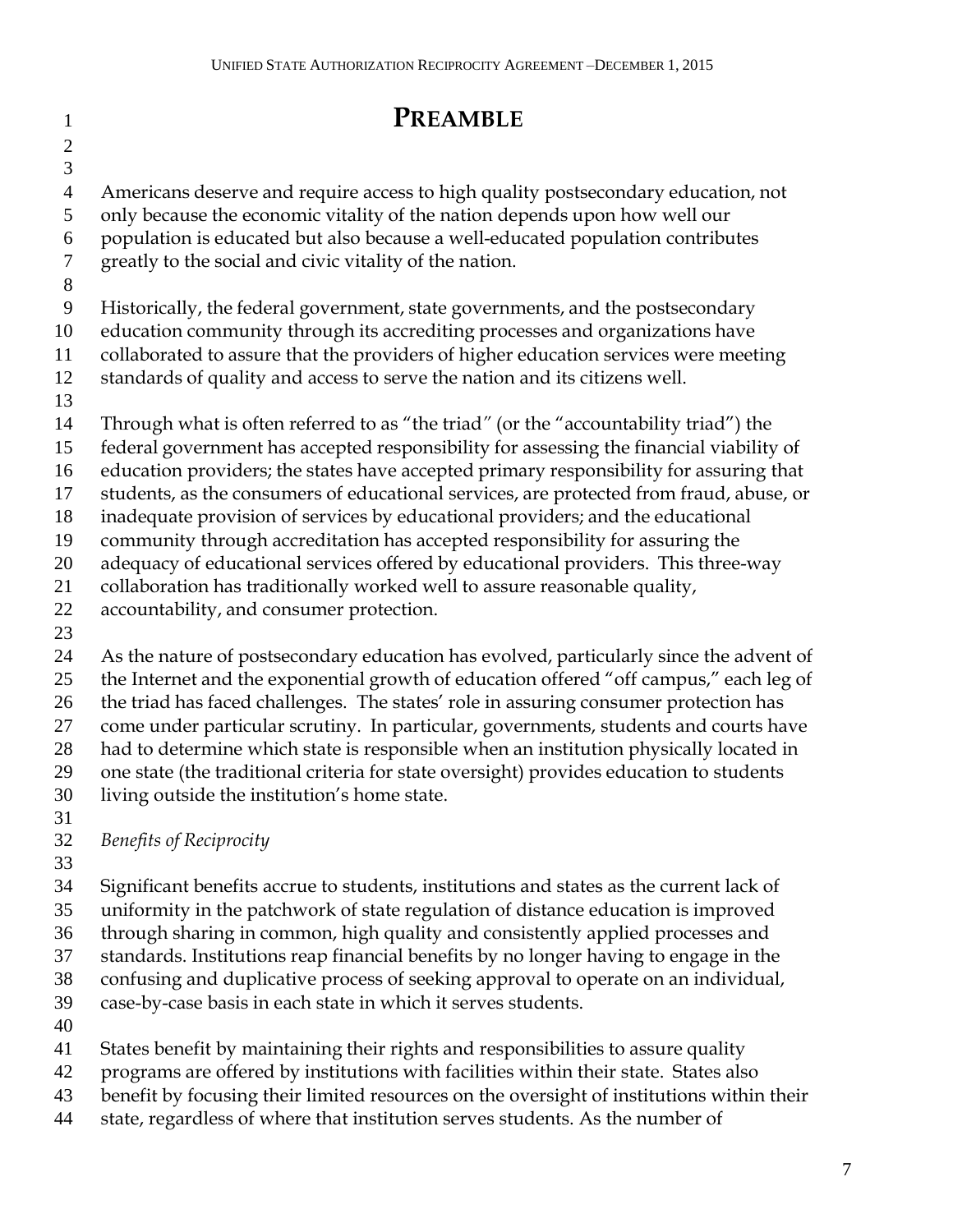# PREAMBLE

Americans deserve and require access to high quality postsecondary education, not only because the economic vitality of the nation depends upon how well our population is educated but also because a well-educated population contributes greatly to the social and civic vitality of the nation.

Historically, the federal government, state governments, and the postsecondary education community through its accrediting processes and organizations have collaborated to assure that the providers of higher education services were meeting standards of quality and access to serve the nation and its citizens well.

Through what is often referred to as "the triad" (or the "accountability triad") the federal government has accepted responsibility for assessing the financial viability of education providers; the states have accepted primary responsibility for assuring that students, as the consumers of educational services, are protected from fraud, abuse, or inadequate provision of services by educational providers; and the educational community through accreditation has accepted responsibility for assuring the adequacy of educational services offered by educational providers. This three-way collaboration has traditionally worked well to assure reasonable quality, accountability, and consumer protection.

As the nature of postsecondary education has evolved, particularly since the advent of the Internet and the exponential growth of education offered "off campus," each leg of the triad has faced challenges. The states' role in assuring consumer protection has come under particular scrutiny. In particular, governments, students and courts have had to determine which state is responsible when an institution physically located in one state (the traditional criteria for state oversight) provides education to students living outside the institution's home state.

*Benefits of Reciprocity*

Significant benefits accrue to students, institutions and states as the current lack of uniformity in the patchwork of state regulation of distance education is improved through sharing in common, high quality and consistently applied processes and standards. Institutions reap financial benefits by no longer having to engage in the confusing and duplicative process of seeking approval to operate on an individual, case-by-case basis in each state in which it serves students.

States benefit by maintaining their rights and responsibilities to assure quality programs are offered by institutions with facilities within their state. States also benefit by focusing their limited resources on the oversight of institutions within their state, regardless of where that institution serves students. As the number of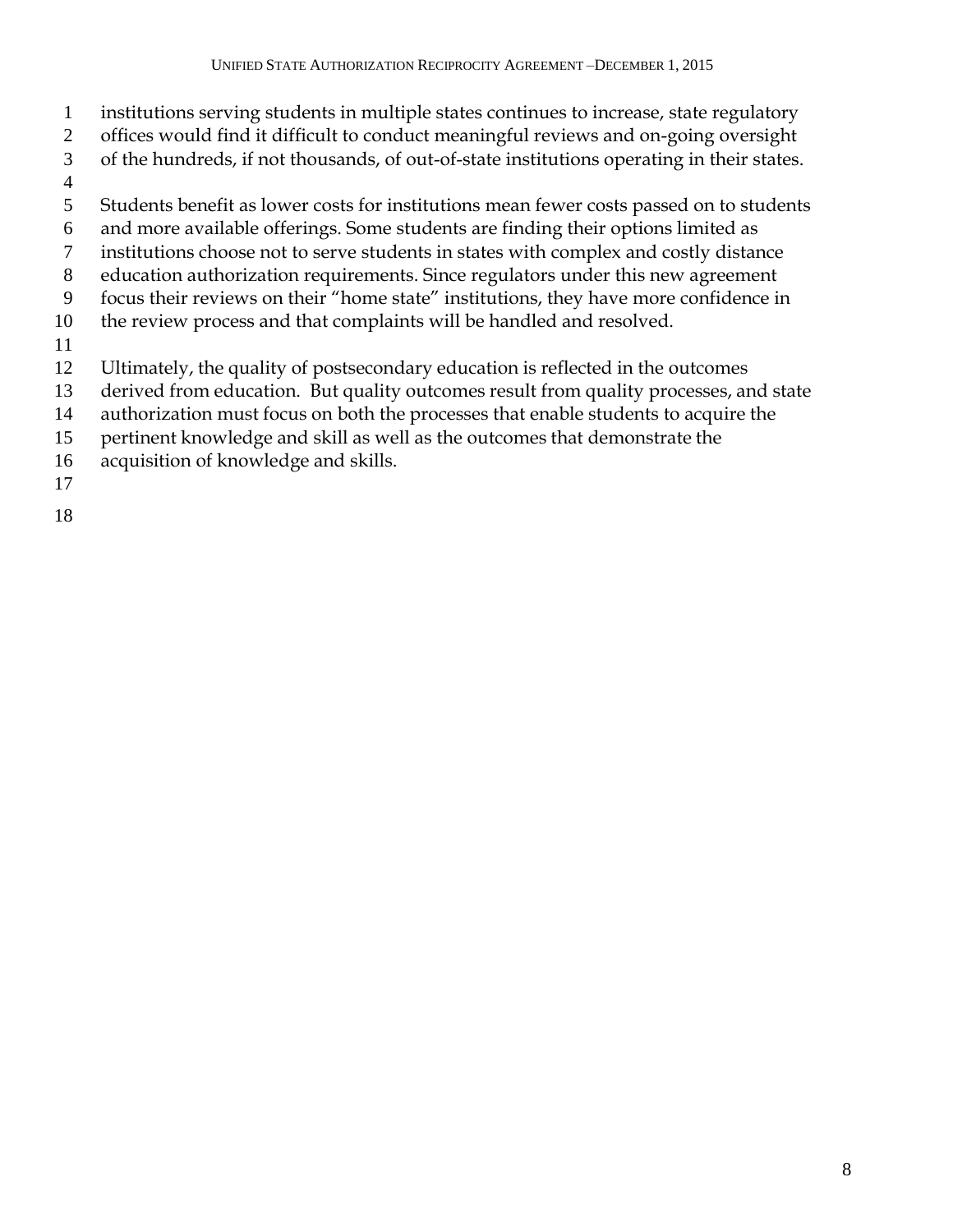institutions serving students in multiple states continues to increase, state regulatory offices would find it difficult to conduct meaningful reviews and on-going oversight of the hundreds, if not thousands, of out-of-state institutions operating in their states.

Students benefit as lower costs for institutions mean fewer costs passed on to students and more available offerings. Some students are finding their options limited as institutions choose not to serve students in states with complex and costly distance education authorization requirements. Since regulators under this new agreement focus their reviews on their "home state" institutions, they have more confidence in the review process and that complaints will be handled and resolved.

Ultimately, the quality of postsecondary education is reflected in the outcomes derived from education. But quality outcomes result from quality processes, and state authorization must focus on both the processes that enable students to acquire the pertinent knowledge and skill as well as the outcomes that demonstrate the acquisition of knowledge and skills.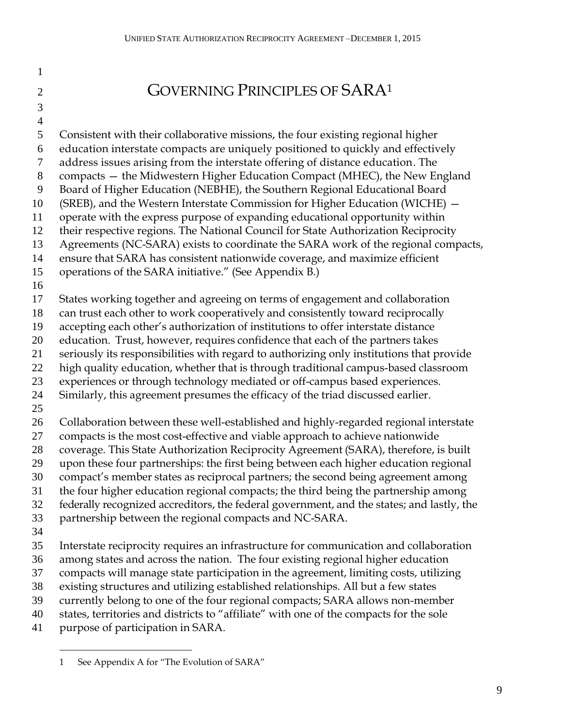# GOVERNING PRINCIPLES OF SARA[1]

Consistent with their collaborative missions, the four existing regional higher education interstate compacts are uniquely positioned to quickly and effectively address issues arising from the interstate offering of distance education. The compacts — the Midwestern Higher Education Compact (MHEC), the New England Board of Higher Education (NEBHE), the Southern Regional Educational Board (SREB), and the Western Interstate Commission for Higher Education (WICHE) — operate with the express purpose of expanding educational opportunity within their respective regions. The National Council for State Authorization Reciprocity Agreements (NC-SARA) exists to coordinate the SARA work of the regional compacts, ensure that SARA has consistent nationwide coverage, and maximize efficient operations of the SARA initiative." (See Appendix B.)

States working together and agreeing on terms of engagement and collaboration can trust each other to work cooperatively and consistently toward reciprocally accepting each other's authorization of institutions to offer interstate distance education. Trust, however, requires confidence that each of the partners takes seriously its responsibilities with regard to authorizing only institutions that provide high quality education, whether that is through traditional campus-based classroom experiences or through technology mediated or off-campus based experiences. Similarly, this agreement presumes the efficacy of the triad discussed earlier.

Collaboration between these well-established and highly-regarded regional interstate compacts is the most cost-effective and viable approach to achieve nationwide coverage. This State Authorization Reciprocity Agreement (SARA), therefore, is built upon these four partnerships: the first being between each higher education regional compact's member states as reciprocal partners; the second being agreement among the four higher education regional compacts; the third being the partnership among federally recognized accreditors, the federal government, and the states; and lastly, the partnership between the regional compacts and NC-SARA.

Interstate reciprocity requires an infrastructure for communication and collaboration among states and across the nation. The four existing regional higher education compacts will manage state participation in the agreement, limiting costs, utilizing existing structures and utilizing established relationships. All but a few states currently belong to one of the four regional compacts; SARA allows non-member states, territories and districts to "affiliate" with one of the compacts for the sole purpose of participation in SARA.

---

[1] See Appendix A for "The Evolution of SARA"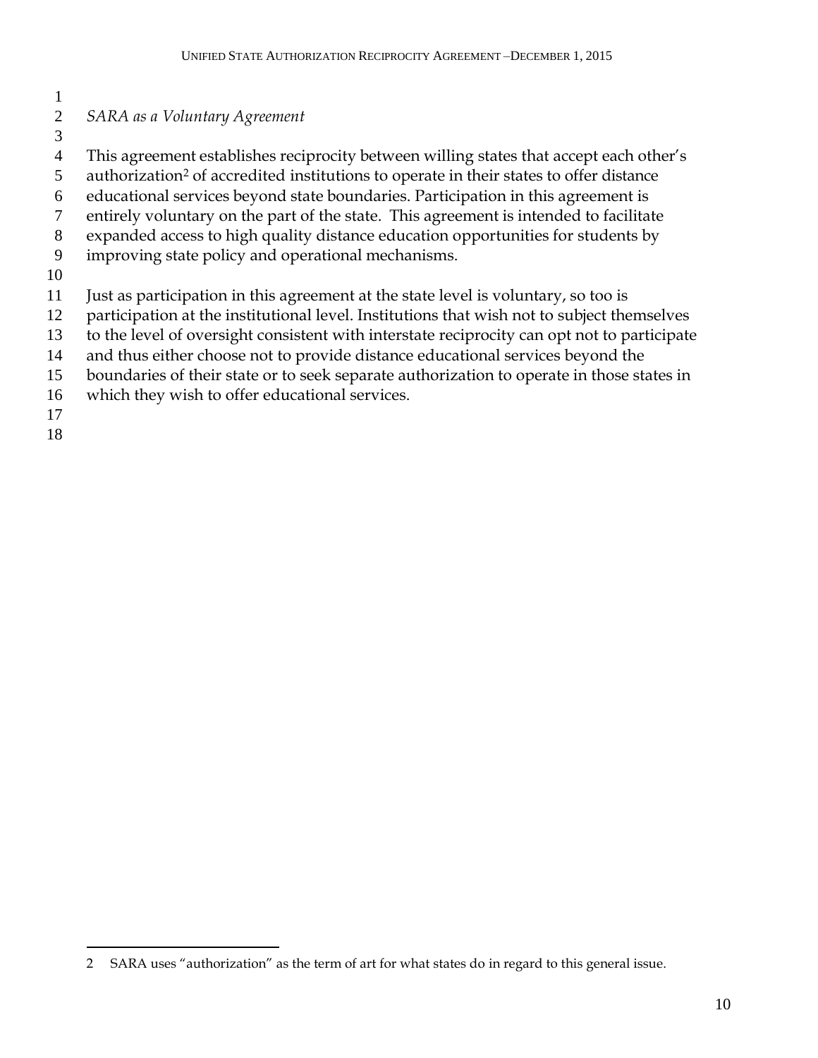*SARA as a Voluntary Agreement*

This agreement establishes reciprocity between willing states that accept each other's authorization[2] of accredited institutions to operate in their states to offer distance educational services beyond state boundaries. Participation in this agreement is entirely voluntary on the part of the state. This agreement is intended to facilitate expanded access to high quality distance education opportunities for students by improving state policy and operational mechanisms.

Just as participation in this agreement at the state level is voluntary, so too is participation at the institutional level. Institutions that wish not to subject themselves to the level of oversight consistent with interstate reciprocity can opt not to participate and thus either choose not to provide distance educational services beyond the boundaries of their state or to seek separate authorization to operate in those states in which they wish to offer educational services.

---

2 SARA uses "authorization" as the term of art for what states do in regard to this general issue.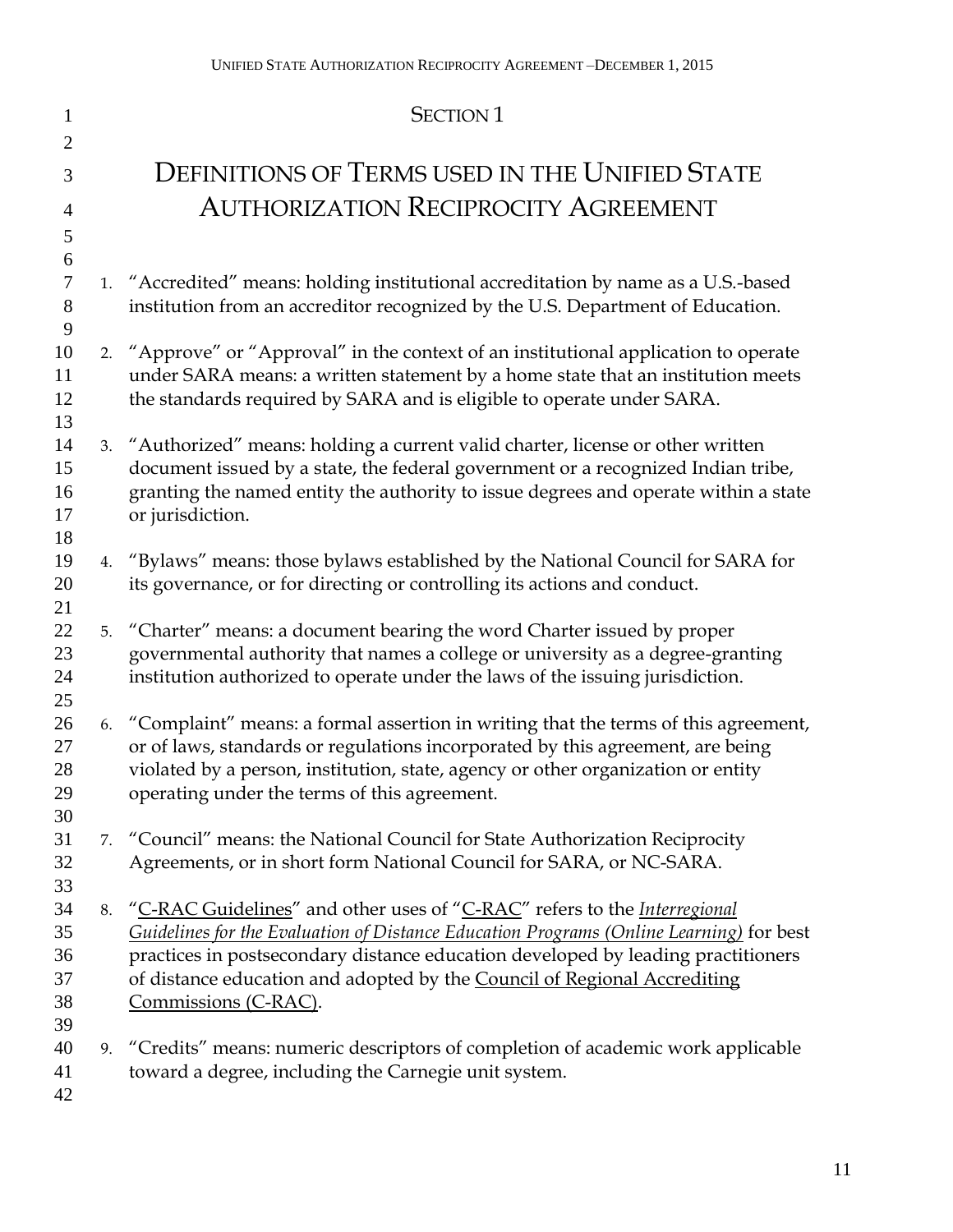## Section 1

# Definitions of Terms used in the Unified State Authorization Reciprocity Agreement

1. "Accredited" means: holding institutional accreditation by name as a U.S.-based institution from an accreditor recognized by the U.S. Department of Education.

2. "Approve" or "Approval" in the context of an institutional application to operate under SARA means: a written statement by a home state that an institution meets the standards required by SARA and is eligible to operate under SARA.

3. "Authorized" means: holding a current valid charter, license or other written document issued by a state, the federal government or a recognized Indian tribe, granting the named entity the authority to issue degrees and operate within a state or jurisdiction.

4. "Bylaws" means: those bylaws established by the National Council for SARA for its governance, or for directing or controlling its actions and conduct.

5. "Charter" means: a document bearing the word Charter issued by proper governmental authority that names a college or university as a degree-granting institution authorized to operate under the laws of the issuing jurisdiction.

6. "Complaint" means: a formal assertion in writing that the terms of this agreement, or of laws, standards or regulations incorporated by this agreement, are being violated by a person, institution, state, agency or other organization or entity operating under the terms of this agreement.

7. "Council" means: the National Council for State Authorization Reciprocity Agreements, or in short form National Council for SARA, or NC-SARA.

8. "C-RAC Guidelines" and other uses of "C-RAC" refers to the *Interregional Guidelines for the Evaluation of Distance Education Programs (Online Learning)* for best practices in postsecondary distance education developed by leading practitioners of distance education and adopted by the Council of Regional Accrediting Commissions (C-RAC).

9. "Credits" means: numeric descriptors of completion of academic work applicable toward a degree, including the Carnegie unit system.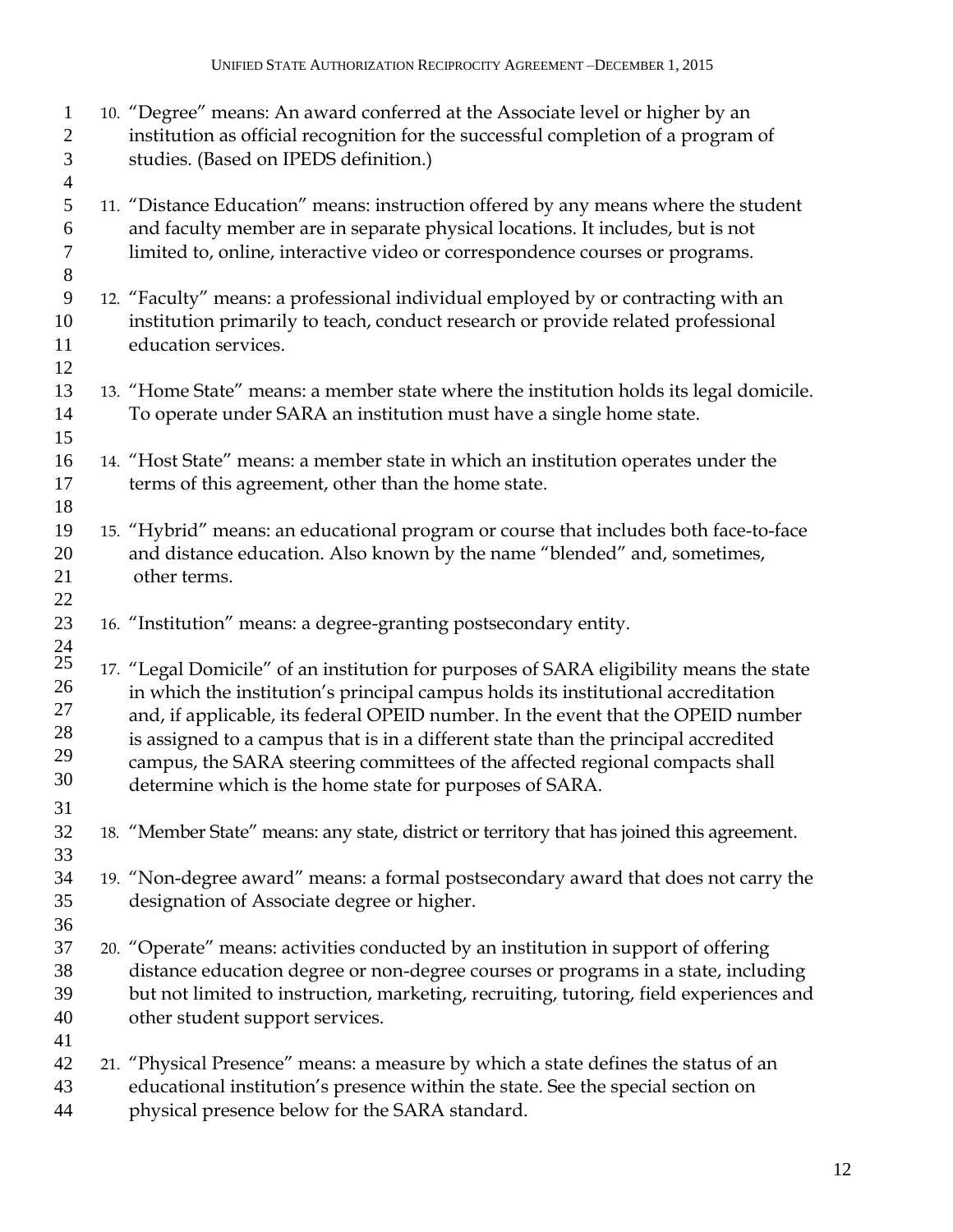10. "Degree" means: An award conferred at the Associate level or higher by an institution as official recognition for the successful completion of a program of studies. (Based on IPEDS definition.)

11. "Distance Education" means: instruction offered by any means where the student and faculty member are in separate physical locations. It includes, but is not limited to, online, interactive video or correspondence courses or programs.

12. "Faculty" means: a professional individual employed by or contracting with an institution primarily to teach, conduct research or provide related professional education services.

13. "Home State" means: a member state where the institution holds its legal domicile. To operate under SARA an institution must have a single home state.

14. "Host State" means: a member state in which an institution operates under the terms of this agreement, other than the home state.

15. "Hybrid" means: an educational program or course that includes both face-to-face and distance education. Also known by the name "blended" and, sometimes, other terms.

16. "Institution" means: a degree-granting postsecondary entity.

17. "Legal Domicile" of an institution for purposes of SARA eligibility means the state in which the institution's principal campus holds its institutional accreditation and, if applicable, its federal OPEID number. In the event that the OPEID number is assigned to a campus that is in a different state than the principal accredited campus, the SARA steering committees of the affected regional compacts shall determine which is the home state for purposes of SARA.

18. "Member State" means: any state, district or territory that has joined this agreement.

19. "Non-degree award" means: a formal postsecondary award that does not carry the designation of Associate degree or higher.

20. "Operate" means: activities conducted by an institution in support of offering distance education degree or non-degree courses or programs in a state, including but not limited to instruction, marketing, recruiting, tutoring, field experiences and other student support services.

21. "Physical Presence" means: a measure by which a state defines the status of an educational institution's presence within the state. See the special section on physical presence below for the SARA standard.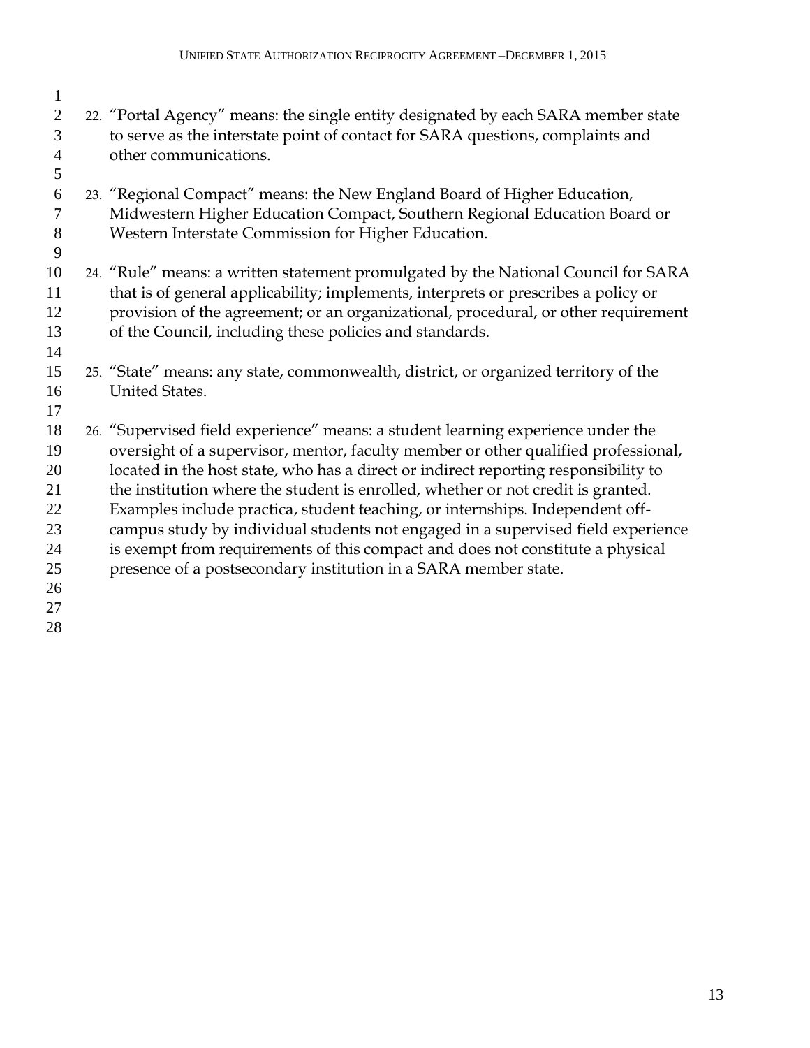22. "Portal Agency" means: the single entity designated by each SARA member state to serve as the interstate point of contact for SARA questions, complaints and other communications.

23. "Regional Compact" means: the New England Board of Higher Education, Midwestern Higher Education Compact, Southern Regional Education Board or Western Interstate Commission for Higher Education.

24. "Rule" means: a written statement promulgated by the National Council for SARA that is of general applicability; implements, interprets or prescribes a policy or provision of the agreement; or an organizational, procedural, or other requirement of the Council, including these policies and standards.

25. "State" means: any state, commonwealth, district, or organized territory of the United States.

26. "Supervised field experience" means: a student learning experience under the oversight of a supervisor, mentor, faculty member or other qualified professional, located in the host state, who has a direct or indirect reporting responsibility to the institution where the student is enrolled, whether or not credit is granted. Examples include practica, student teaching, or internships. Independent off-campus study by individual students not engaged in a supervised field experience is exempt from requirements of this compact and does not constitute a physical presence of a postsecondary institution in a SARA member state.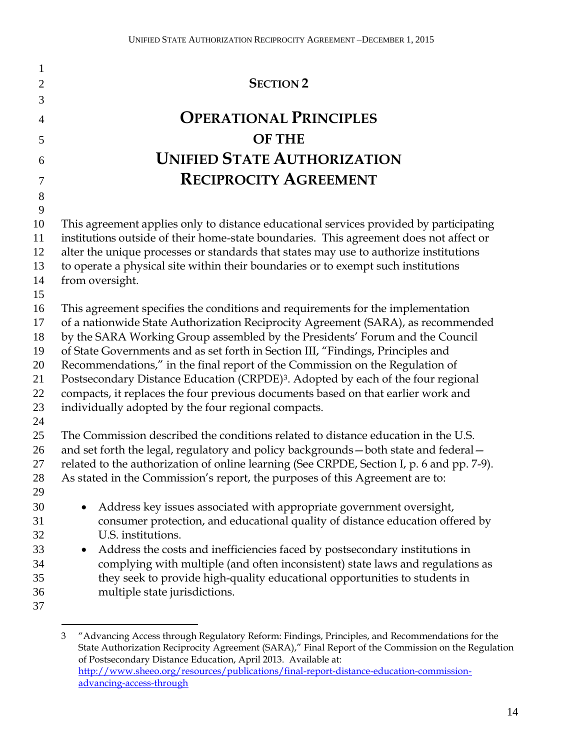# SECTION 2

# OPERATIONAL PRINCIPLES OF THE UNIFIED STATE AUTHORIZATION RECIPROCITY AGREEMENT

This agreement applies only to distance educational services provided by participating institutions outside of their home-state boundaries. This agreement does not affect or alter the unique processes or standards that states may use to authorize institutions to operate a physical site within their boundaries or to exempt such institutions from oversight.

This agreement specifies the conditions and requirements for the implementation of a nationwide State Authorization Reciprocity Agreement (SARA), as recommended by the SARA Working Group assembled by the Presidents' Forum and the Council of State Governments and as set forth in Section III, "Findings, Principles and Recommendations," in the final report of the Commission on the Regulation of Postsecondary Distance Education (CRPDE)[3]. Adopted by each of the four regional compacts, it replaces the four previous documents based on that earlier work and individually adopted by the four regional compacts.

The Commission described the conditions related to distance education in the U.S. and set forth the legal, regulatory and policy backgrounds—both state and federal—related to the authorization of online learning (See CRPDE, Section I, p. 6 and pp. 7-9). As stated in the Commission's report, the purposes of this Agreement are to:

- Address key issues associated with appropriate government oversight, consumer protection, and educational quality of distance education offered by U.S. institutions.
- Address the costs and inefficiencies faced by postsecondary institutions in complying with multiple (and often inconsistent) state laws and regulations as they seek to provide high-quality educational opportunities to students in multiple state jurisdictions.

---

3 "Advancing Access through Regulatory Reform: Findings, Principles, and Recommendations for the State Authorization Reciprocity Agreement (SARA)," Final Report of the Commission on the Regulation of Postsecondary Distance Education, April 2013. Available at: http://www.sheeo.org/resources/publications/final-report-distance-education-commission-advancing-access-through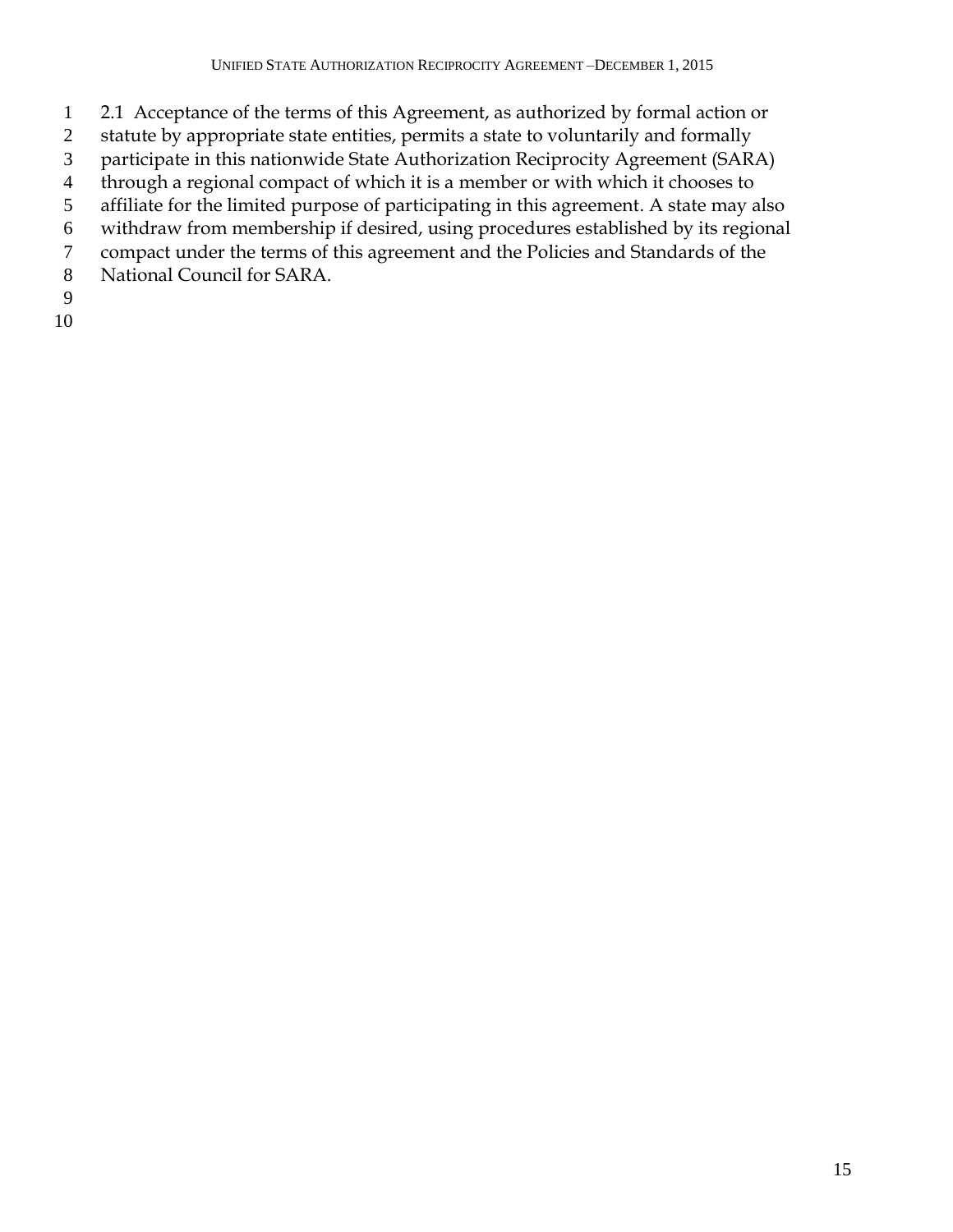2.1 Acceptance of the terms of this Agreement, as authorized by formal action or statute by appropriate state entities, permits a state to voluntarily and formally participate in this nationwide State Authorization Reciprocity Agreement (SARA) through a regional compact of which it is a member or with which it chooses to affiliate for the limited purpose of participating in this agreement. A state may also withdraw from membership if desired, using procedures established by its regional compact under the terms of this agreement and the Policies and Standards of the National Council for SARA.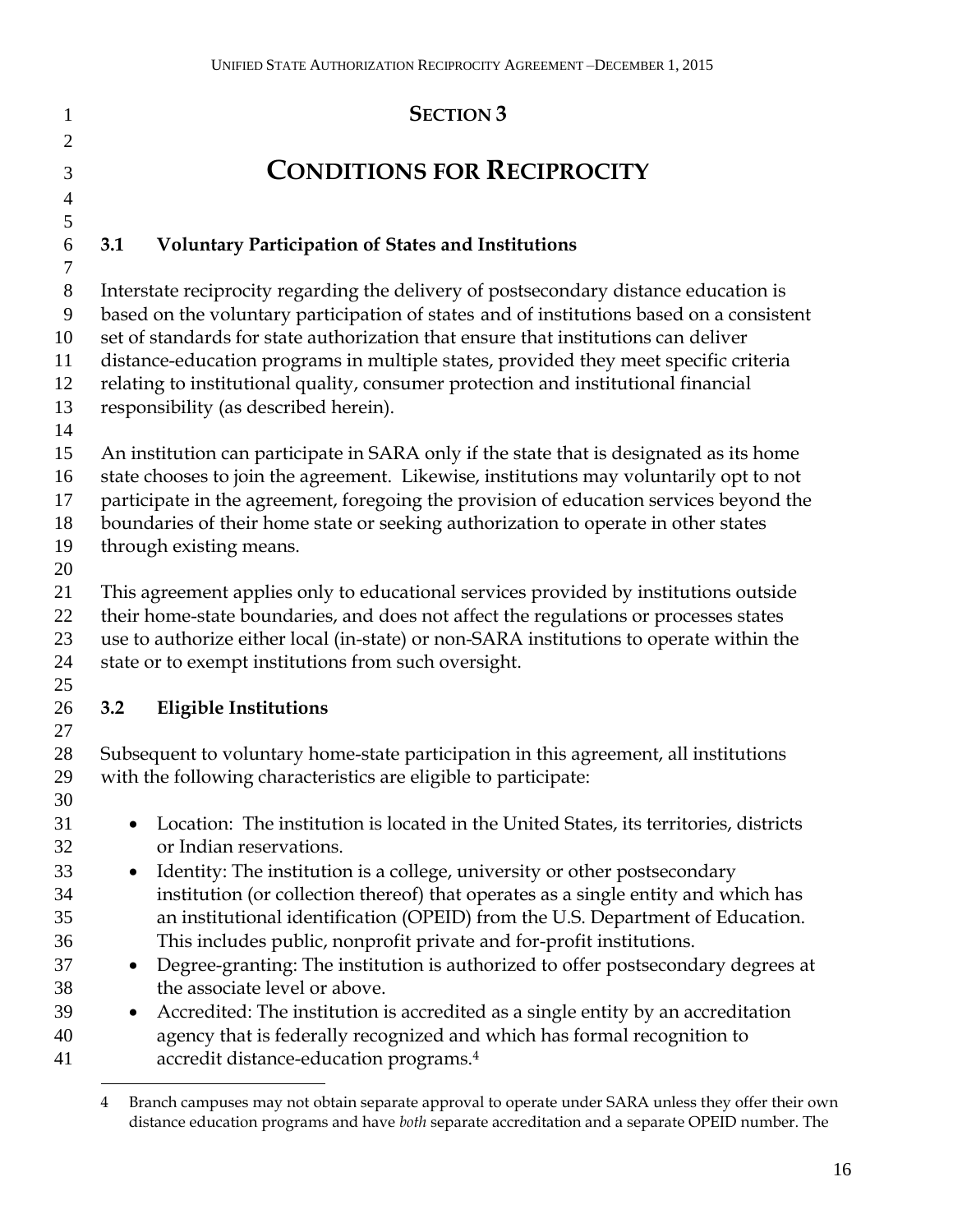# SECTION 3

# CONDITIONS FOR RECIPROCITY

## 3.1 Voluntary Participation of States and Institutions

Interstate reciprocity regarding the delivery of postsecondary distance education is based on the voluntary participation of states and of institutions based on a consistent set of standards for state authorization that ensure that institutions can deliver distance-education programs in multiple states, provided they meet specific criteria relating to institutional quality, consumer protection and institutional financial responsibility (as described herein).

An institution can participate in SARA only if the state that is designated as its home state chooses to join the agreement. Likewise, institutions may voluntarily opt to not participate in the agreement, foregoing the provision of education services beyond the boundaries of their home state or seeking authorization to operate in other states through existing means.

This agreement applies only to educational services provided by institutions outside their home-state boundaries, and does not affect the regulations or processes states use to authorize either local (in-state) or non-SARA institutions to operate within the state or to exempt institutions from such oversight.

## 3.2 Eligible Institutions

Subsequent to voluntary home-state participation in this agreement, all institutions with the following characteristics are eligible to participate:

- Location: The institution is located in the United States, its territories, districts or Indian reservations.
- Identity: The institution is a college, university or other postsecondary institution (or collection thereof) that operates as a single entity and which has an institutional identification (OPEID) from the U.S. Department of Education. This includes public, nonprofit private and for-profit institutions.
- Degree-granting: The institution is authorized to offer postsecondary degrees at the associate level or above.
- Accredited: The institution is accredited as a single entity by an accreditation agency that is federally recognized and which has formal recognition to accredit distance-education programs.[4]

[4] Branch campuses may not obtain separate approval to operate under SARA unless they offer their own distance education programs and have *both* separate accreditation and a separate OPEID number. The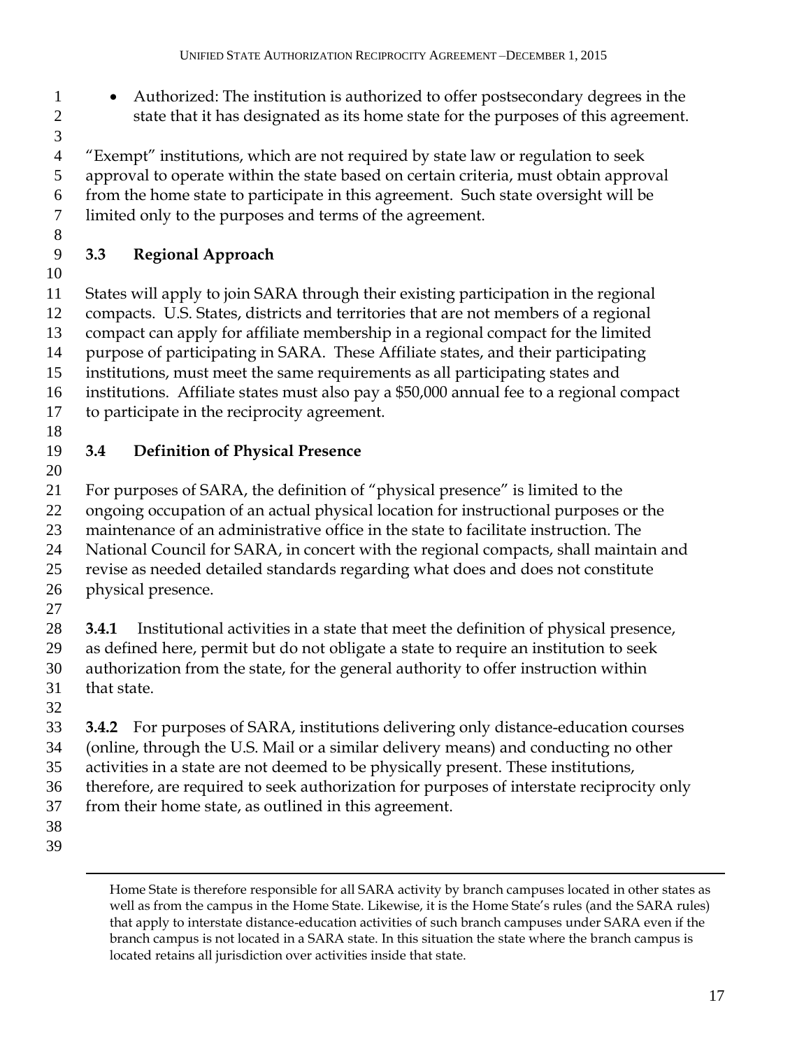- Authorized: The institution is authorized to offer postsecondary degrees in the state that it has designated as its home state for the purposes of this agreement.

"Exempt" institutions, which are not required by state law or regulation to seek approval to operate within the state based on certain criteria, must obtain approval from the home state to participate in this agreement. Such state oversight will be limited only to the purposes and terms of the agreement.

### 3.3 Regional Approach

States will apply to join SARA through their existing participation in the regional compacts. U.S. States, districts and territories that are not members of a regional compact can apply for affiliate membership in a regional compact for the limited purpose of participating in SARA. These Affiliate states, and their participating institutions, must meet the same requirements as all participating states and institutions. Affiliate states must also pay a $50,000 annual fee to a regional compact to participate in the reciprocity agreement.

### 3.4 Definition of Physical Presence

For purposes of SARA, the definition of "physical presence" is limited to the ongoing occupation of an actual physical location for instructional purposes or the maintenance of an administrative office in the state to facilitate instruction. The National Council for SARA, in concert with the regional compacts, shall maintain and revise as needed detailed standards regarding what does and does not constitute physical presence.

**3.4.1** Institutional activities in a state that meet the definition of physical presence, as defined here, permit but do not obligate a state to require an institution to seek authorization from the state, for the general authority to offer instruction within that state.

**3.4.2** For purposes of SARA, institutions delivering only distance-education courses (online, through the U.S. Mail or a similar delivery means) and conducting no other activities in a state are not deemed to be physically present. These institutions, therefore, are required to seek authorization for purposes of interstate reciprocity only from their home state, as outlined in this agreement.

---

Home State is therefore responsible for all SARA activity by branch campuses located in other states as well as from the campus in the Home State. Likewise, it is the Home State's rules (and the SARA rules) that apply to interstate distance-education activities of such branch campuses under SARA even if the branch campus is not located in a SARA state. In this situation the state where the branch campus is located retains all jurisdiction over activities inside that state.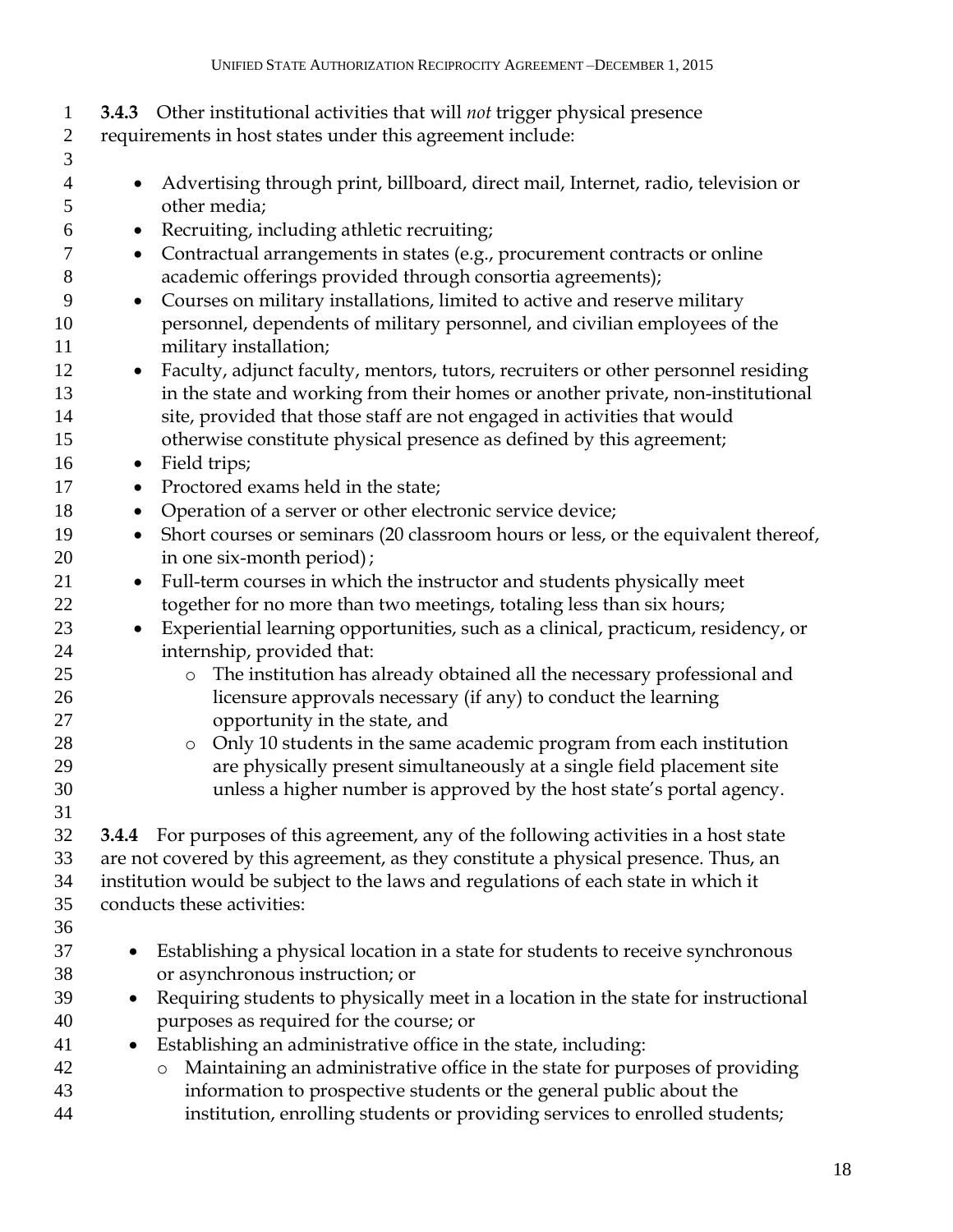**3.4.3** Other institutional activities that will *not* trigger physical presence requirements in host states under this agreement include:

- Advertising through print, billboard, direct mail, Internet, radio, television or other media;
- Recruiting, including athletic recruiting;
- Contractual arrangements in states (e.g., procurement contracts or online academic offerings provided through consortia agreements);
- Courses on military installations, limited to active and reserve military personnel, dependents of military personnel, and civilian employees of the military installation;
- Faculty, adjunct faculty, mentors, tutors, recruiters or other personnel residing in the state and working from their homes or another private, non-institutional site, provided that those staff are not engaged in activities that would otherwise constitute physical presence as defined by this agreement;
- Field trips;
- Proctored exams held in the state;
- Operation of a server or other electronic service device;
- Short courses or seminars (20 classroom hours or less, or the equivalent thereof, in one six-month period);
- Full-term courses in which the instructor and students physically meet together for no more than two meetings, totaling less than six hours;
- Experiential learning opportunities, such as a clinical, practicum, residency, or internship, provided that:
  - The institution has already obtained all the necessary professional and licensure approvals necessary (if any) to conduct the learning opportunity in the state, and
  - Only 10 students in the same academic program from each institution are physically present simultaneously at a single field placement site unless a higher number is approved by the host state's portal agency.

**3.4.4** For purposes of this agreement, any of the following activities in a host state are not covered by this agreement, as they constitute a physical presence. Thus, an institution would be subject to the laws and regulations of each state in which it conducts these activities:

- Establishing a physical location in a state for students to receive synchronous or asynchronous instruction; or
- Requiring students to physically meet in a location in the state for instructional purposes as required for the course; or
- Establishing an administrative office in the state, including:
  - Maintaining an administrative office in the state for purposes of providing information to prospective students or the general public about the institution, enrolling students or providing services to enrolled students;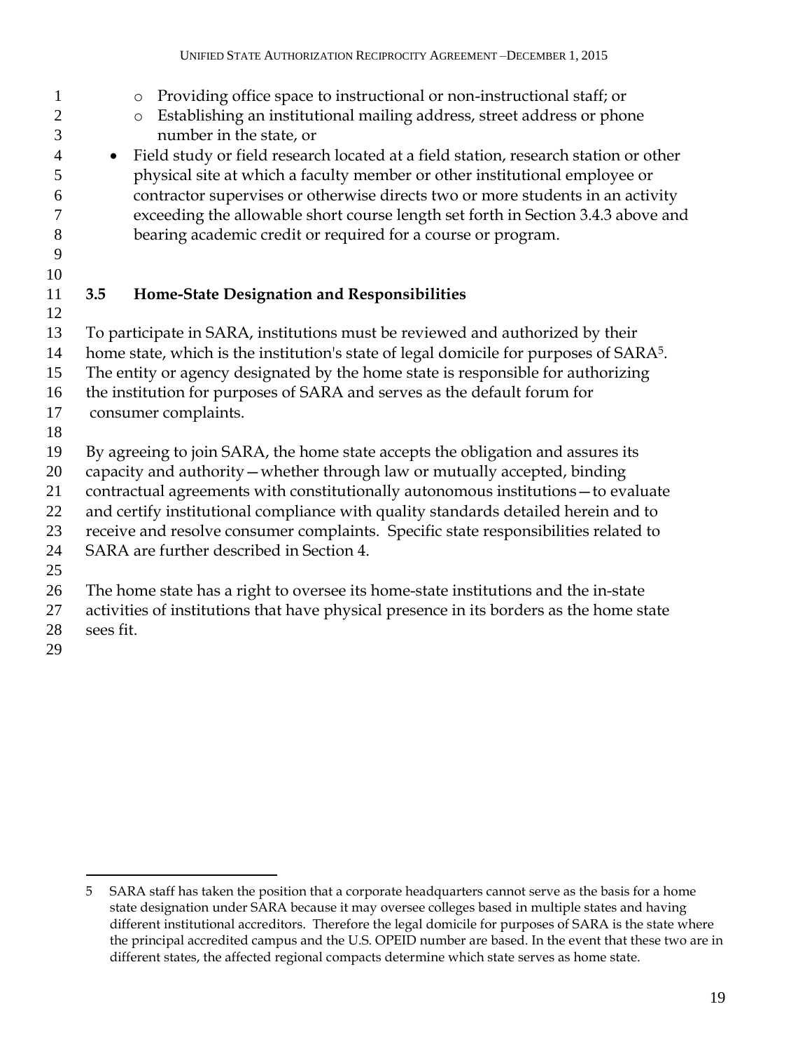- Providing office space to instructional or non-instructional staff; or
  - Establishing an institutional mailing address, street address or phone number in the state, or
- Field study or field research located at a field station, research station or other physical site at which a faculty member or other institutional employee or contractor supervises or otherwise directs two or more students in an activity exceeding the allowable short course length set forth in Section 3.4.3 above and bearing academic credit or required for a course or program.

### 3.5 Home-State Designation and Responsibilities

To participate in SARA, institutions must be reviewed and authorized by their home state, which is the institution's state of legal domicile for purposes of SARA[5]. The entity or agency designated by the home state is responsible for authorizing the institution for purposes of SARA and serves as the default forum for consumer complaints.

By agreeing to join SARA, the home state accepts the obligation and assures its capacity and authority—whether through law or mutually accepted, binding contractual agreements with constitutionally autonomous institutions—to evaluate and certify institutional compliance with quality standards detailed herein and to receive and resolve consumer complaints. Specific state responsibilities related to SARA are further described in Section 4.

The home state has a right to oversee its home-state institutions and the in-state activities of institutions that have physical presence in its borders as the home state sees fit.

---

5 SARA staff has taken the position that a corporate headquarters cannot serve as the basis for a home state designation under SARA because it may oversee colleges based in multiple states and having different institutional accreditors. Therefore the legal domicile for purposes of SARA is the state where the principal accredited campus and the U.S. OPEID number are based. In the event that these two are in different states, the affected regional compacts determine which state serves as home state.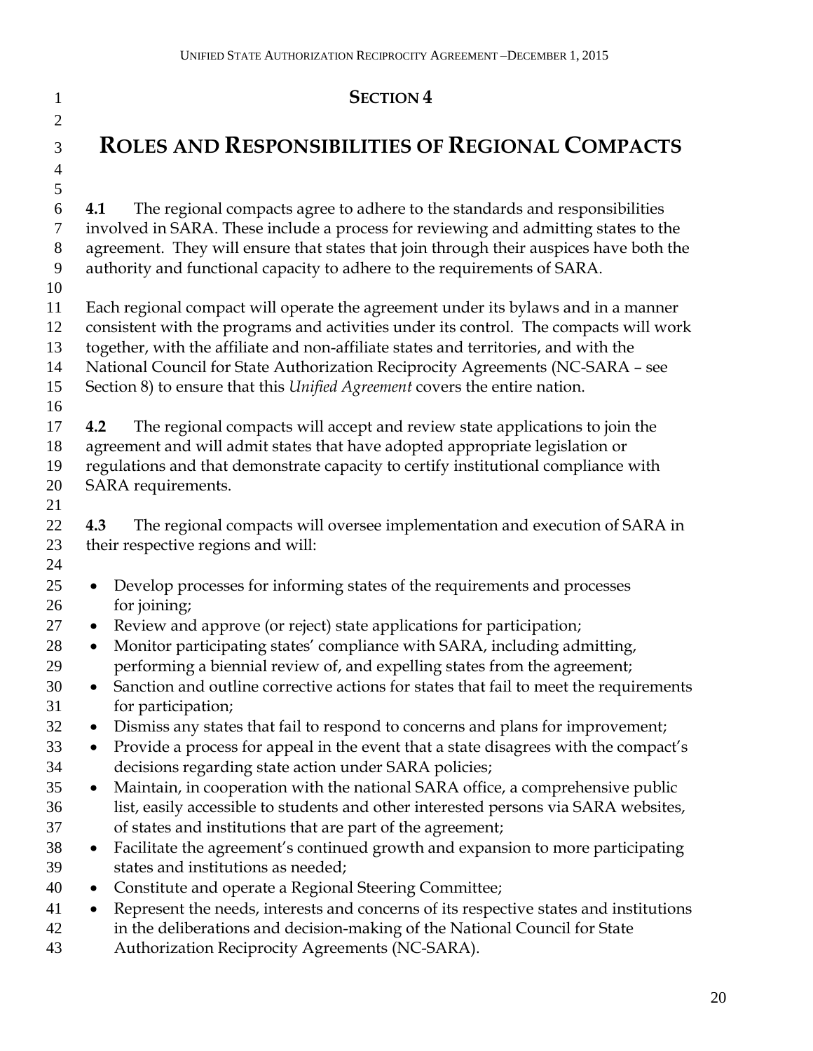## SECTION 4

# ROLES AND RESPONSIBILITIES OF REGIONAL COMPACTS

**4.1** The regional compacts agree to adhere to the standards and responsibilities involved in SARA. These include a process for reviewing and admitting states to the agreement. They will ensure that states that join through their auspices have both the authority and functional capacity to adhere to the requirements of SARA.

Each regional compact will operate the agreement under its bylaws and in a manner consistent with the programs and activities under its control. The compacts will work together, with the affiliate and non-affiliate states and territories, and with the National Council for State Authorization Reciprocity Agreements (NC-SARA – see Section 8) to ensure that this *Unified Agreement* covers the entire nation.

**4.2** The regional compacts will accept and review state applications to join the agreement and will admit states that have adopted appropriate legislation or regulations and that demonstrate capacity to certify institutional compliance with SARA requirements.

**4.3** The regional compacts will oversee implementation and execution of SARA in their respective regions and will:

- Develop processes for informing states of the requirements and processes for joining;
- Review and approve (or reject) state applications for participation;
- Monitor participating states' compliance with SARA, including admitting, performing a biennial review of, and expelling states from the agreement;
- Sanction and outline corrective actions for states that fail to meet the requirements for participation;
- Dismiss any states that fail to respond to concerns and plans for improvement;
- Provide a process for appeal in the event that a state disagrees with the compact's decisions regarding state action under SARA policies;
- Maintain, in cooperation with the national SARA office, a comprehensive public list, easily accessible to students and other interested persons via SARA websites, of states and institutions that are part of the agreement;
- Facilitate the agreement's continued growth and expansion to more participating states and institutions as needed;
- Constitute and operate a Regional Steering Committee;
- Represent the needs, interests and concerns of its respective states and institutions in the deliberations and decision-making of the National Council for State Authorization Reciprocity Agreements (NC-SARA).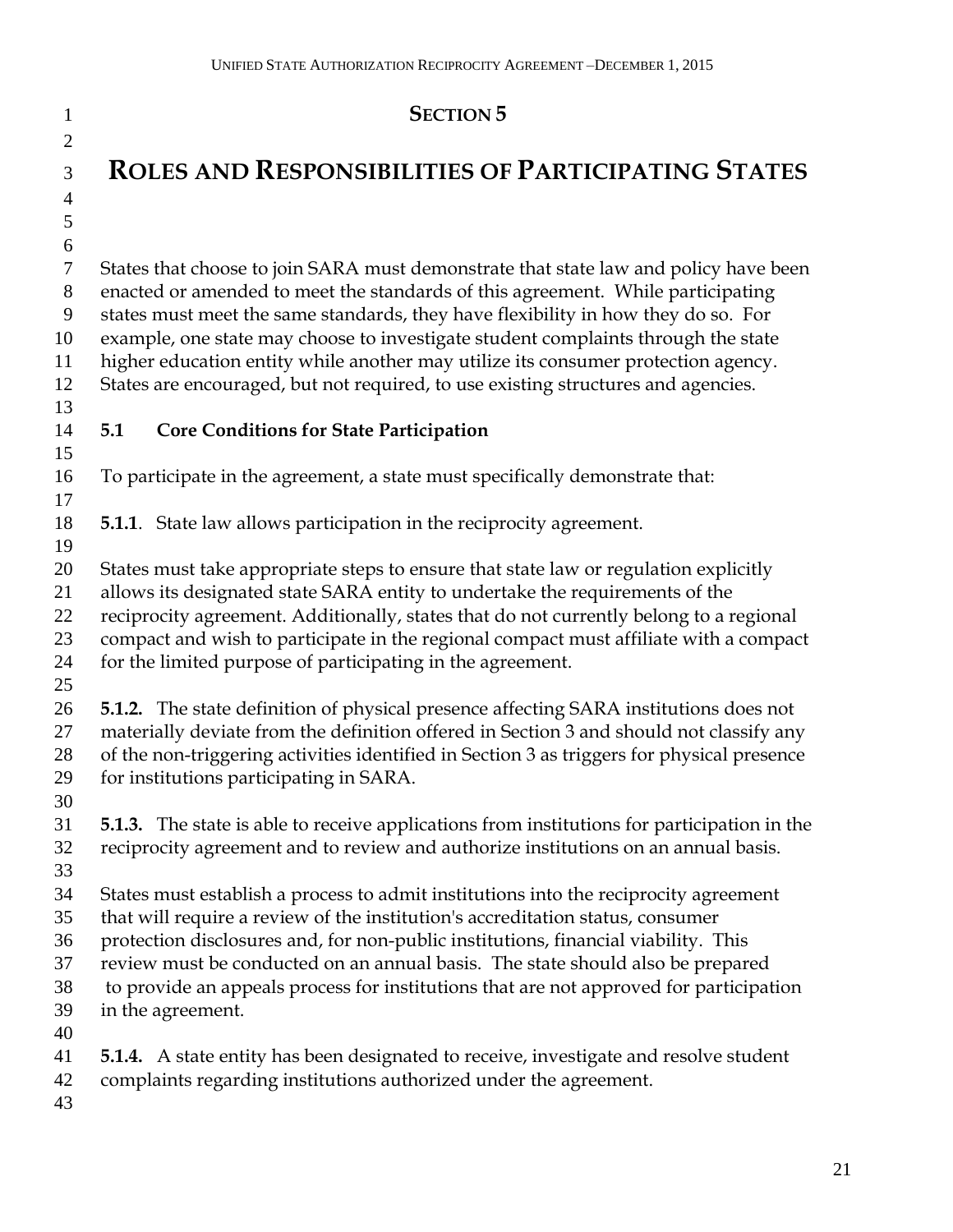# SECTION 5

# ROLES AND RESPONSIBILITIES OF PARTICIPATING STATES

States that choose to join SARA must demonstrate that state law and policy have been enacted or amended to meet the standards of this agreement. While participating states must meet the same standards, they have flexibility in how they do so. For example, one state may choose to investigate student complaints through the state higher education entity while another may utilize its consumer protection agency. States are encouraged, but not required, to use existing structures and agencies.

## 5.1 Core Conditions for State Participation

To participate in the agreement, a state must specifically demonstrate that:

**5.1.1**. State law allows participation in the reciprocity agreement.

States must take appropriate steps to ensure that state law or regulation explicitly allows its designated state SARA entity to undertake the requirements of the reciprocity agreement. Additionally, states that do not currently belong to a regional compact and wish to participate in the regional compact must affiliate with a compact for the limited purpose of participating in the agreement.

**5.1.2.** The state definition of physical presence affecting SARA institutions does not materially deviate from the definition offered in Section 3 and should not classify any of the non-triggering activities identified in Section 3 as triggers for physical presence for institutions participating in SARA.

**5.1.3.** The state is able to receive applications from institutions for participation in the reciprocity agreement and to review and authorize institutions on an annual basis.

States must establish a process to admit institutions into the reciprocity agreement that will require a review of the institution's accreditation status, consumer protection disclosures and, for non-public institutions, financial viability. This review must be conducted on an annual basis. The state should also be prepared to provide an appeals process for institutions that are not approved for participation in the agreement.

**5.1.4.** A state entity has been designated to receive, investigate and resolve student complaints regarding institutions authorized under the agreement.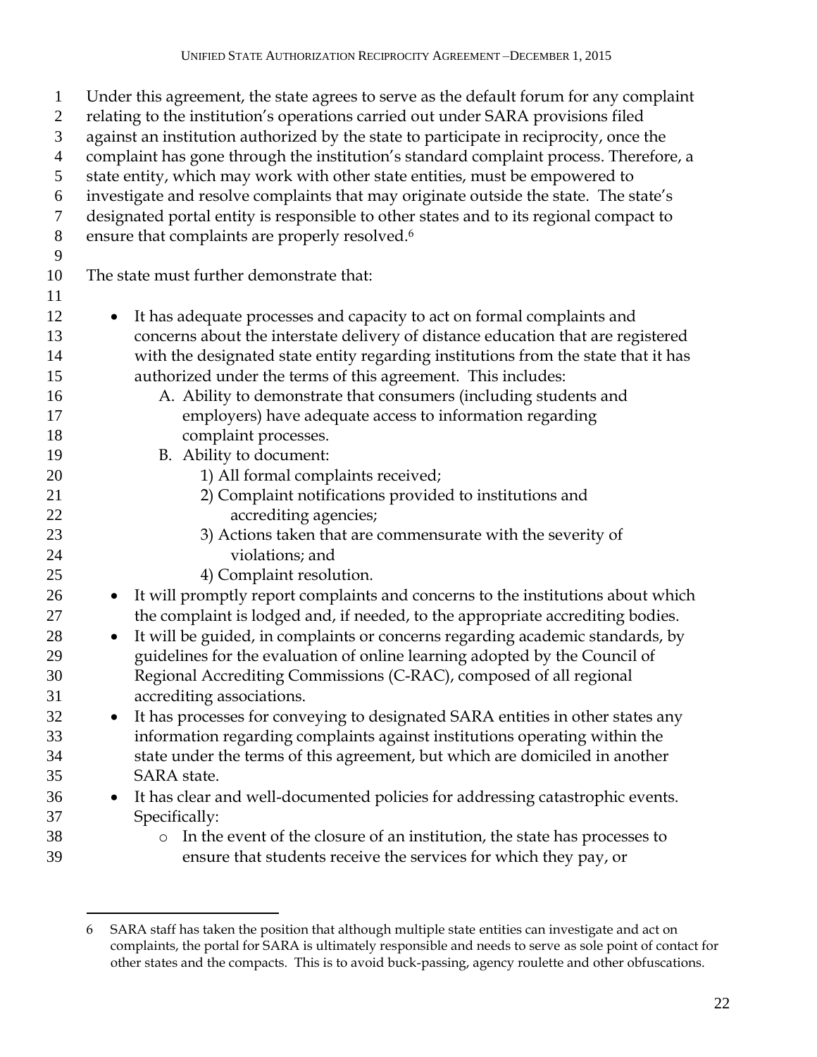Under this agreement, the state agrees to serve as the default forum for any complaint relating to the institution's operations carried out under SARA provisions filed against an institution authorized by the state to participate in reciprocity, once the complaint has gone through the institution's standard complaint process. Therefore, a state entity, which may work with other state entities, must be empowered to investigate and resolve complaints that may originate outside the state. The state's designated portal entity is responsible to other states and to its regional compact to ensure that complaints are properly resolved.[6]

The state must further demonstrate that:

- It has adequate processes and capacity to act on formal complaints and concerns about the interstate delivery of distance education that are registered with the designated state entity regarding institutions from the state that it has authorized under the terms of this agreement. This includes:
  - A. Ability to demonstrate that consumers (including students and employers) have adequate access to information regarding complaint processes.
  - B. Ability to document:
    - 1) All formal complaints received;
    - 2) Complaint notifications provided to institutions and accrediting agencies;
    - 3) Actions taken that are commensurate with the severity of violations; and
    - 4) Complaint resolution.
- It will promptly report complaints and concerns to the institutions about which the complaint is lodged and, if needed, to the appropriate accrediting bodies.
- It will be guided, in complaints or concerns regarding academic standards, by guidelines for the evaluation of online learning adopted by the Council of Regional Accrediting Commissions (C-RAC), composed of all regional accrediting associations.
- It has processes for conveying to designated SARA entities in other states any information regarding complaints against institutions operating within the state under the terms of this agreement, but which are domiciled in another SARA state.
- It has clear and well-documented policies for addressing catastrophic events. Specifically:
  - In the event of the closure of an institution, the state has processes to ensure that students receive the services for which they pay, or

---

6 SARA staff has taken the position that although multiple state entities can investigate and act on complaints, the portal for SARA is ultimately responsible and needs to serve as sole point of contact for other states and the compacts. This is to avoid buck-passing, agency roulette and other obfuscations.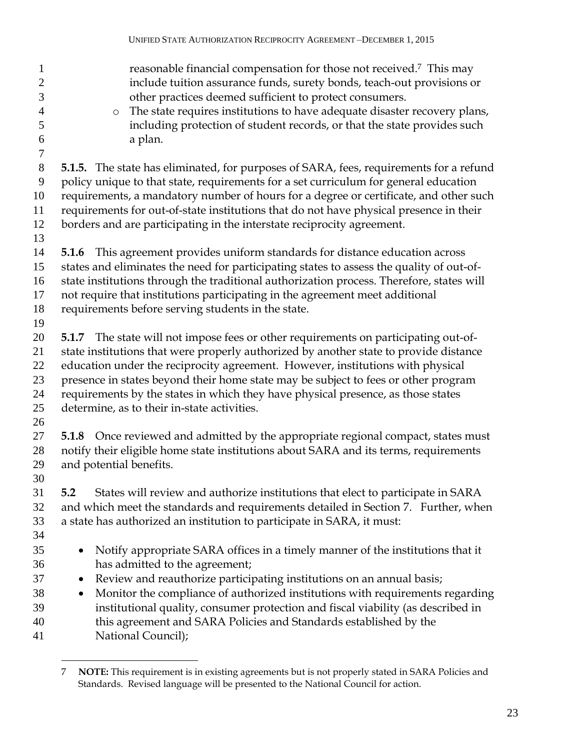reasonable financial compensation for those not received.[7] This may include tuition assurance funds, surety bonds, teach-out provisions or other practices deemed sufficient to protect consumers.

- The state requires institutions to have adequate disaster recovery plans, including protection of student records, or that the state provides such a plan.

**5.1.5.** The state has eliminated, for purposes of SARA, fees, requirements for a refund policy unique to that state, requirements for a set curriculum for general education requirements, a mandatory number of hours for a degree or certificate, and other such requirements for out-of-state institutions that do not have physical presence in their borders and are participating in the interstate reciprocity agreement.

**5.1.6** This agreement provides uniform standards for distance education across states and eliminates the need for participating states to assess the quality of out-of-state institutions through the traditional authorization process. Therefore, states will not require that institutions participating in the agreement meet additional requirements before serving students in the state.

**5.1.7** The state will not impose fees or other requirements on participating out-of-state institutions that were properly authorized by another state to provide distance education under the reciprocity agreement. However, institutions with physical presence in states beyond their home state may be subject to fees or other program requirements by the states in which they have physical presence, as those states determine, as to their in-state activities.

**5.1.8** Once reviewed and admitted by the appropriate regional compact, states must notify their eligible home state institutions about SARA and its terms, requirements and potential benefits.

**5.2** States will review and authorize institutions that elect to participate in SARA and which meet the standards and requirements detailed in Section 7. Further, when a state has authorized an institution to participate in SARA, it must:

- Notify appropriate SARA offices in a timely manner of the institutions that it has admitted to the agreement;
- Review and reauthorize participating institutions on an annual basis;
- Monitor the compliance of authorized institutions with requirements regarding institutional quality, consumer protection and fiscal viability (as described in this agreement and SARA Policies and Standards established by the National Council);

7 **NOTE:** This requirement is in existing agreements but is not properly stated in SARA Policies and Standards. Revised language will be presented to the National Council for action.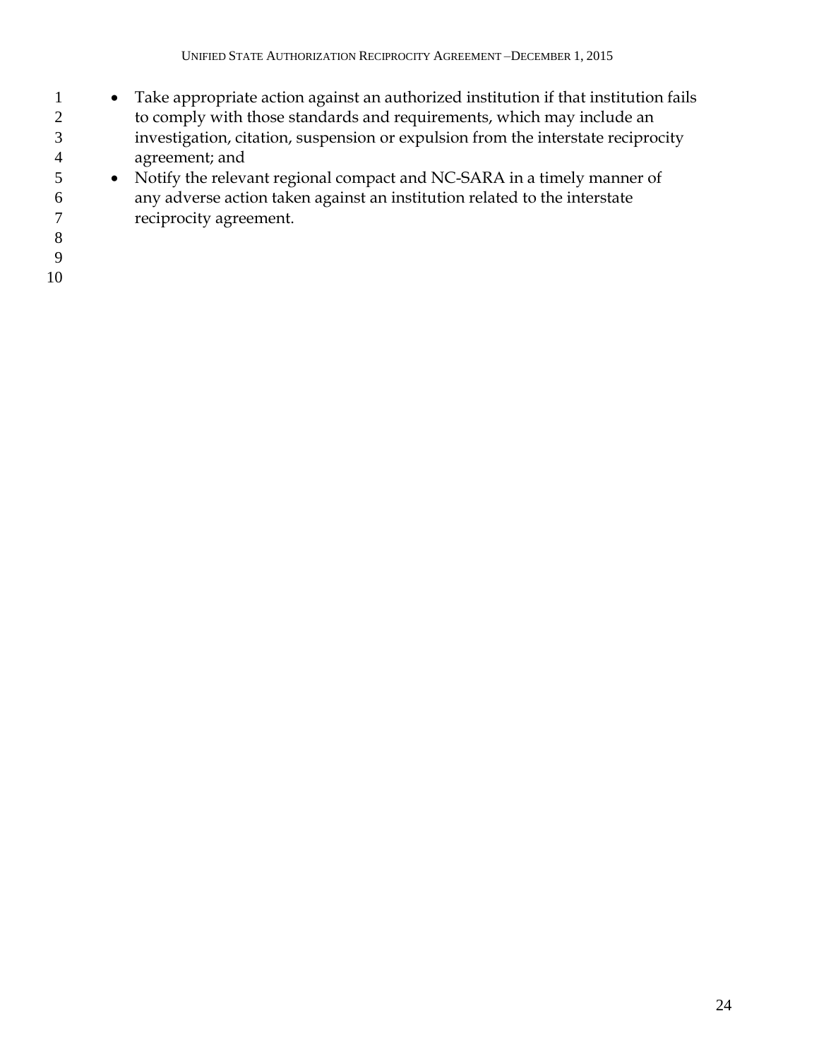- Take appropriate action against an authorized institution if that institution fails to comply with those standards and requirements, which may include an investigation, citation, suspension or expulsion from the interstate reciprocity agreement; and
- Notify the relevant regional compact and NC-SARA in a timely manner of any adverse action taken against an institution related to the interstate reciprocity agreement.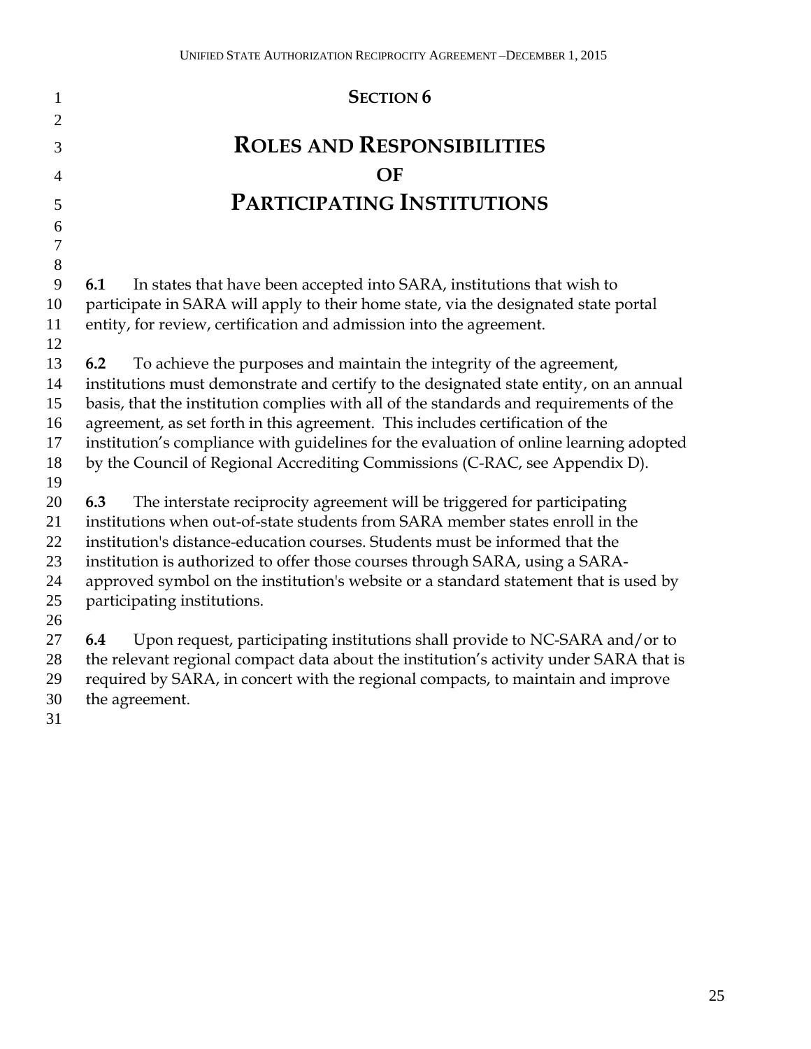## SECTION 6

# ROLES AND RESPONSIBILITIES OF PARTICIPATING INSTITUTIONS

**6.1** In states that have been accepted into SARA, institutions that wish to participate in SARA will apply to their home state, via the designated state portal entity, for review, certification and admission into the agreement.

**6.2** To achieve the purposes and maintain the integrity of the agreement, institutions must demonstrate and certify to the designated state entity, on an annual basis, that the institution complies with all of the standards and requirements of the agreement, as set forth in this agreement. This includes certification of the institution's compliance with guidelines for the evaluation of online learning adopted by the Council of Regional Accrediting Commissions (C-RAC, see Appendix D).

**6.3** The interstate reciprocity agreement will be triggered for participating institutions when out-of-state students from SARA member states enroll in the institution's distance-education courses. Students must be informed that the institution is authorized to offer those courses through SARA, using a SARA-approved symbol on the institution's website or a standard statement that is used by participating institutions.

**6.4** Upon request, participating institutions shall provide to NC-SARA and/or to the relevant regional compact data about the institution's activity under SARA that is required by SARA, in concert with the regional compacts, to maintain and improve the agreement.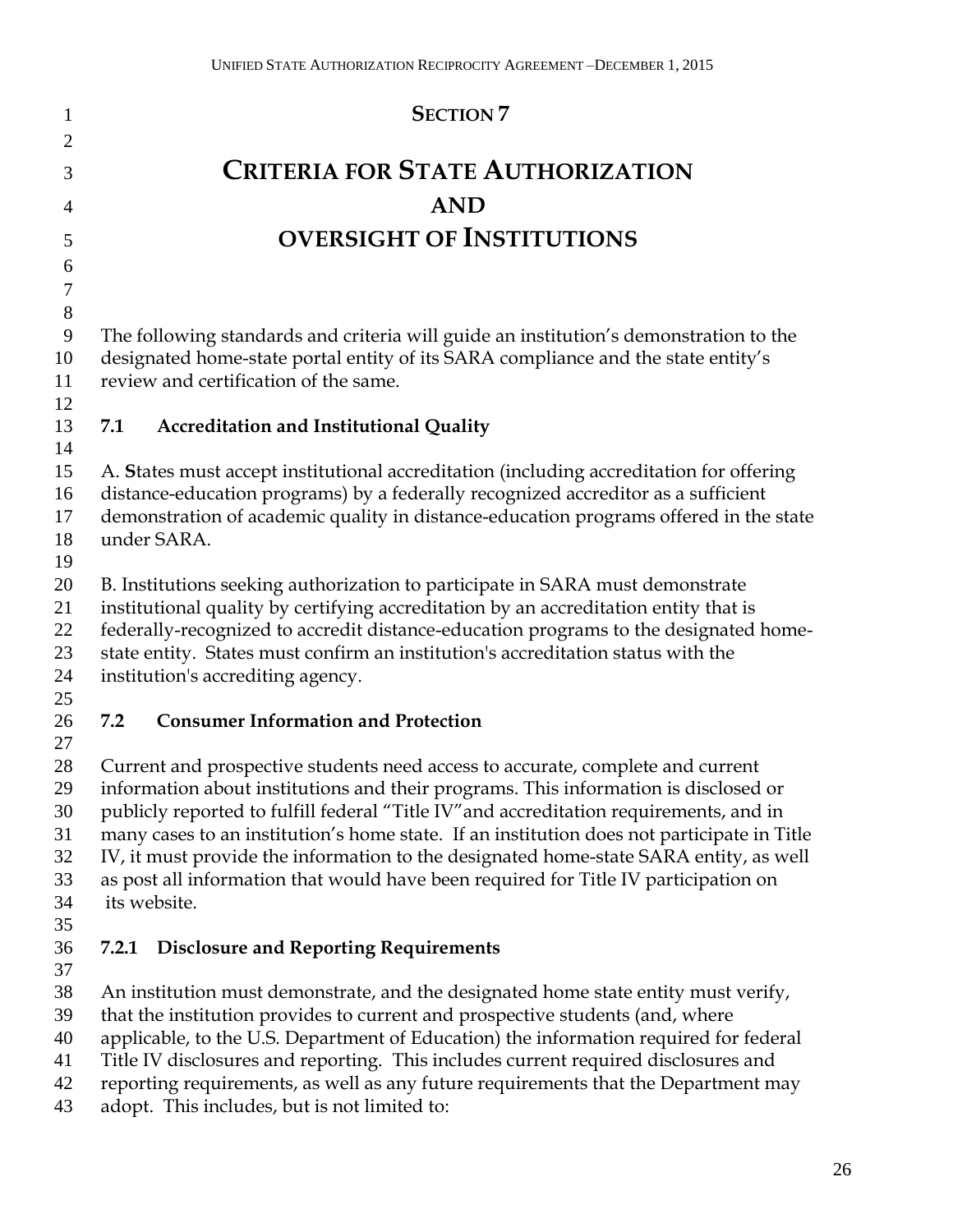# SECTION 7

# CRITERIA FOR STATE AUTHORIZATION AND OVERSIGHT OF INSTITUTIONS

The following standards and criteria will guide an institution's demonstration to the designated home-state portal entity of its SARA compliance and the state entity's review and certification of the same.

## 7.1 Accreditation and Institutional Quality

A. **S**tates must accept institutional accreditation (including accreditation for offering distance-education programs) by a federally recognized accreditor as a sufficient demonstration of academic quality in distance-education programs offered in the state under SARA.

B. Institutions seeking authorization to participate in SARA must demonstrate institutional quality by certifying accreditation by an accreditation entity that is federally-recognized to accredit distance-education programs to the designated home-state entity. States must confirm an institution's accreditation status with the institution's accrediting agency.

## 7.2 Consumer Information and Protection

Current and prospective students need access to accurate, complete and current information about institutions and their programs. This information is disclosed or publicly reported to fulfill federal "Title IV"and accreditation requirements, and in many cases to an institution's home state. If an institution does not participate in Title IV, it must provide the information to the designated home-state SARA entity, as well as post all information that would have been required for Title IV participation on its website.

### 7.2.1 Disclosure and Reporting Requirements

An institution must demonstrate, and the designated home state entity must verify, that the institution provides to current and prospective students (and, where applicable, to the U.S. Department of Education) the information required for federal Title IV disclosures and reporting. This includes current required disclosures and reporting requirements, as well as any future requirements that the Department may adopt. This includes, but is not limited to: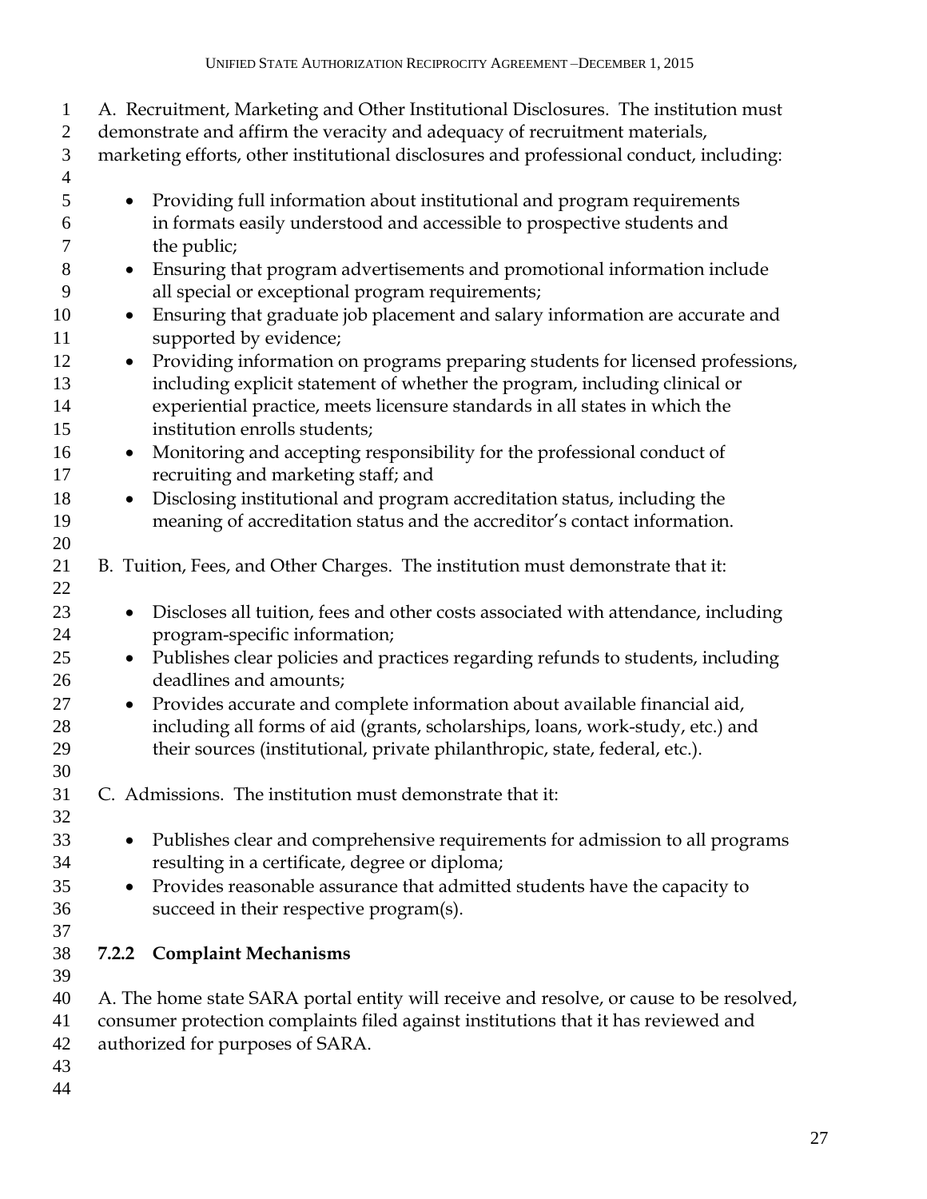A. Recruitment, Marketing and Other Institutional Disclosures. The institution must demonstrate and affirm the veracity and adequacy of recruitment materials, marketing efforts, other institutional disclosures and professional conduct, including:

- Providing full information about institutional and program requirements in formats easily understood and accessible to prospective students and the public;
- Ensuring that program advertisements and promotional information include all special or exceptional program requirements;
- Ensuring that graduate job placement and salary information are accurate and supported by evidence;
- Providing information on programs preparing students for licensed professions, including explicit statement of whether the program, including clinical or experiential practice, meets licensure standards in all states in which the institution enrolls students;
- Monitoring and accepting responsibility for the professional conduct of recruiting and marketing staff; and
- Disclosing institutional and program accreditation status, including the meaning of accreditation status and the accreditor's contact information.

B. Tuition, Fees, and Other Charges. The institution must demonstrate that it:

- Discloses all tuition, fees and other costs associated with attendance, including program-specific information;
- Publishes clear policies and practices regarding refunds to students, including deadlines and amounts;
- Provides accurate and complete information about available financial aid, including all forms of aid (grants, scholarships, loans, work-study, etc.) and their sources (institutional, private philanthropic, state, federal, etc.).

C. Admissions. The institution must demonstrate that it:

- Publishes clear and comprehensive requirements for admission to all programs resulting in a certificate, degree or diploma;
- Provides reasonable assurance that admitted students have the capacity to succeed in their respective program(s).

### 7.2.2 Complaint Mechanisms

A. The home state SARA portal entity will receive and resolve, or cause to be resolved, consumer protection complaints filed against institutions that it has reviewed and authorized for purposes of SARA.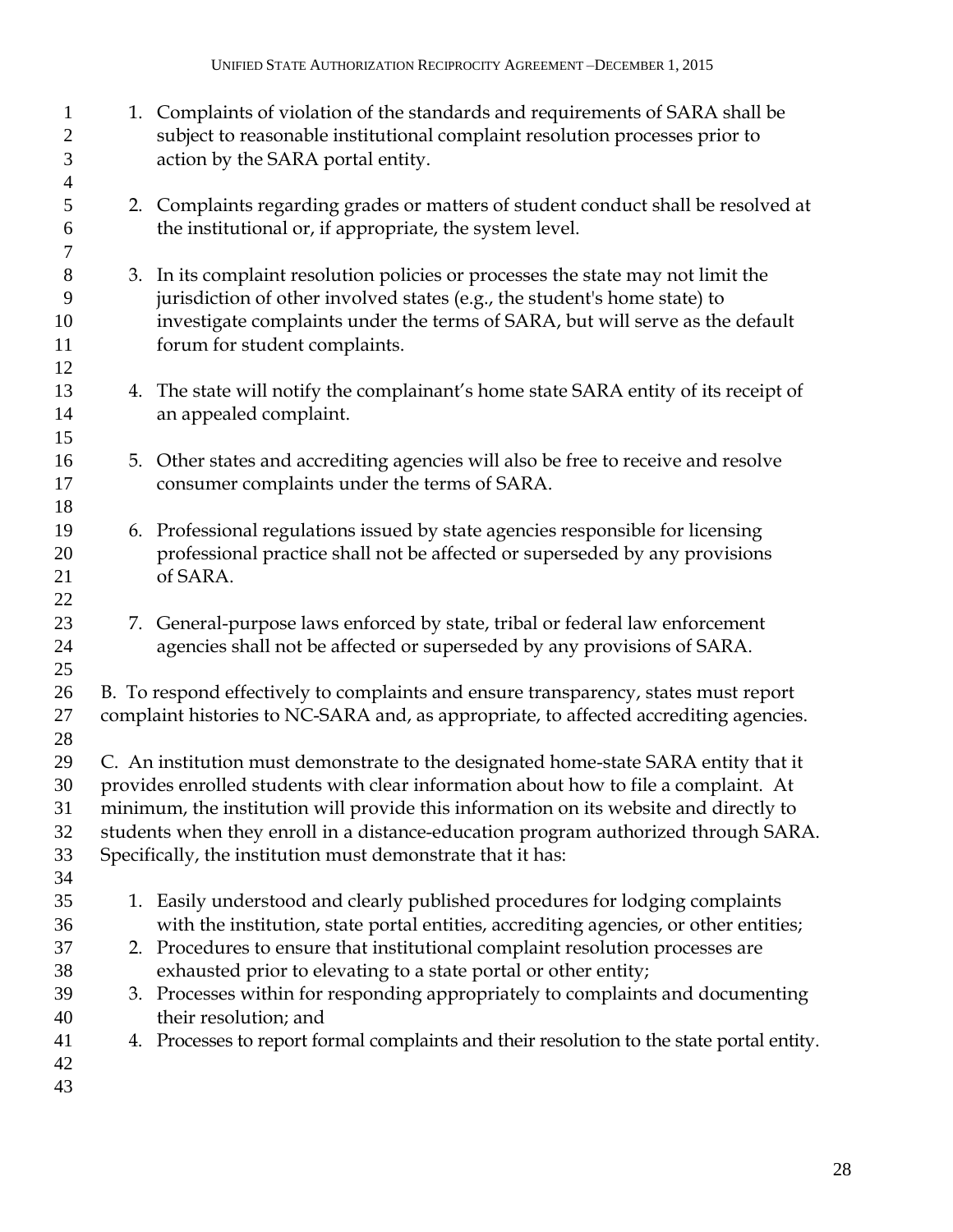1. Complaints of violation of the standards and requirements of SARA shall be subject to reasonable institutional complaint resolution processes prior to action by the SARA portal entity.

2. Complaints regarding grades or matters of student conduct shall be resolved at the institutional or, if appropriate, the system level.

3. In its complaint resolution policies or processes the state may not limit the jurisdiction of other involved states (e.g., the student's home state) to investigate complaints under the terms of SARA, but will serve as the default forum for student complaints.

4. The state will notify the complainant's home state SARA entity of its receipt of an appealed complaint.

5. Other states and accrediting agencies will also be free to receive and resolve consumer complaints under the terms of SARA.

6. Professional regulations issued by state agencies responsible for licensing professional practice shall not be affected or superseded by any provisions of SARA.

7. General-purpose laws enforced by state, tribal or federal law enforcement agencies shall not be affected or superseded by any provisions of SARA.

B. To respond effectively to complaints and ensure transparency, states must report complaint histories to NC-SARA and, as appropriate, to affected accrediting agencies.

C. An institution must demonstrate to the designated home-state SARA entity that it provides enrolled students with clear information about how to file a complaint. At minimum, the institution will provide this information on its website and directly to students when they enroll in a distance-education program authorized through SARA. Specifically, the institution must demonstrate that it has:

1. Easily understood and clearly published procedures for lodging complaints with the institution, state portal entities, accrediting agencies, or other entities;
2. Procedures to ensure that institutional complaint resolution processes are exhausted prior to elevating to a state portal or other entity;
3. Processes within for responding appropriately to complaints and documenting their resolution; and
4. Processes to report formal complaints and their resolution to the state portal entity.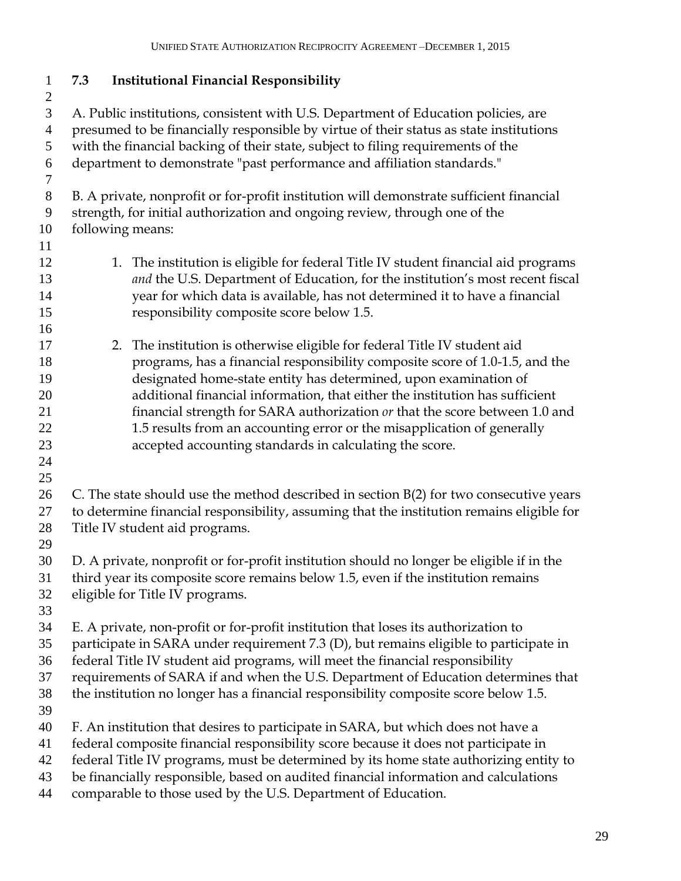### 7.3 Institutional Financial Responsibility

A. Public institutions, consistent with U.S. Department of Education policies, are presumed to be financially responsible by virtue of their status as state institutions with the financial backing of their state, subject to filing requirements of the department to demonstrate "past performance and affiliation standards."

B. A private, nonprofit or for-profit institution will demonstrate sufficient financial strength, for initial authorization and ongoing review, through one of the following means:

1. The institution is eligible for federal Title IV student financial aid programs *and* the U.S. Department of Education, for the institution's most recent fiscal year for which data is available, has not determined it to have a financial responsibility composite score below 1.5.

2. The institution is otherwise eligible for federal Title IV student aid programs, has a financial responsibility composite score of 1.0-1.5, and the designated home-state entity has determined, upon examination of additional financial information, that either the institution has sufficient financial strength for SARA authorization *or* that the score between 1.0 and 1.5 results from an accounting error or the misapplication of generally accepted accounting standards in calculating the score.

C. The state should use the method described in section B(2) for two consecutive years to determine financial responsibility, assuming that the institution remains eligible for Title IV student aid programs.

D. A private, nonprofit or for-profit institution should no longer be eligible if in the third year its composite score remains below 1.5, even if the institution remains eligible for Title IV programs.

E. A private, non-profit or for-profit institution that loses its authorization to participate in SARA under requirement 7.3 (D), but remains eligible to participate in federal Title IV student aid programs, will meet the financial responsibility requirements of SARA if and when the U.S. Department of Education determines that the institution no longer has a financial responsibility composite score below 1.5.

F. An institution that desires to participate in SARA, but which does not have a federal composite financial responsibility score because it does not participate in federal Title IV programs, must be determined by its home state authorizing entity to be financially responsible, based on audited financial information and calculations comparable to those used by the U.S. Department of Education.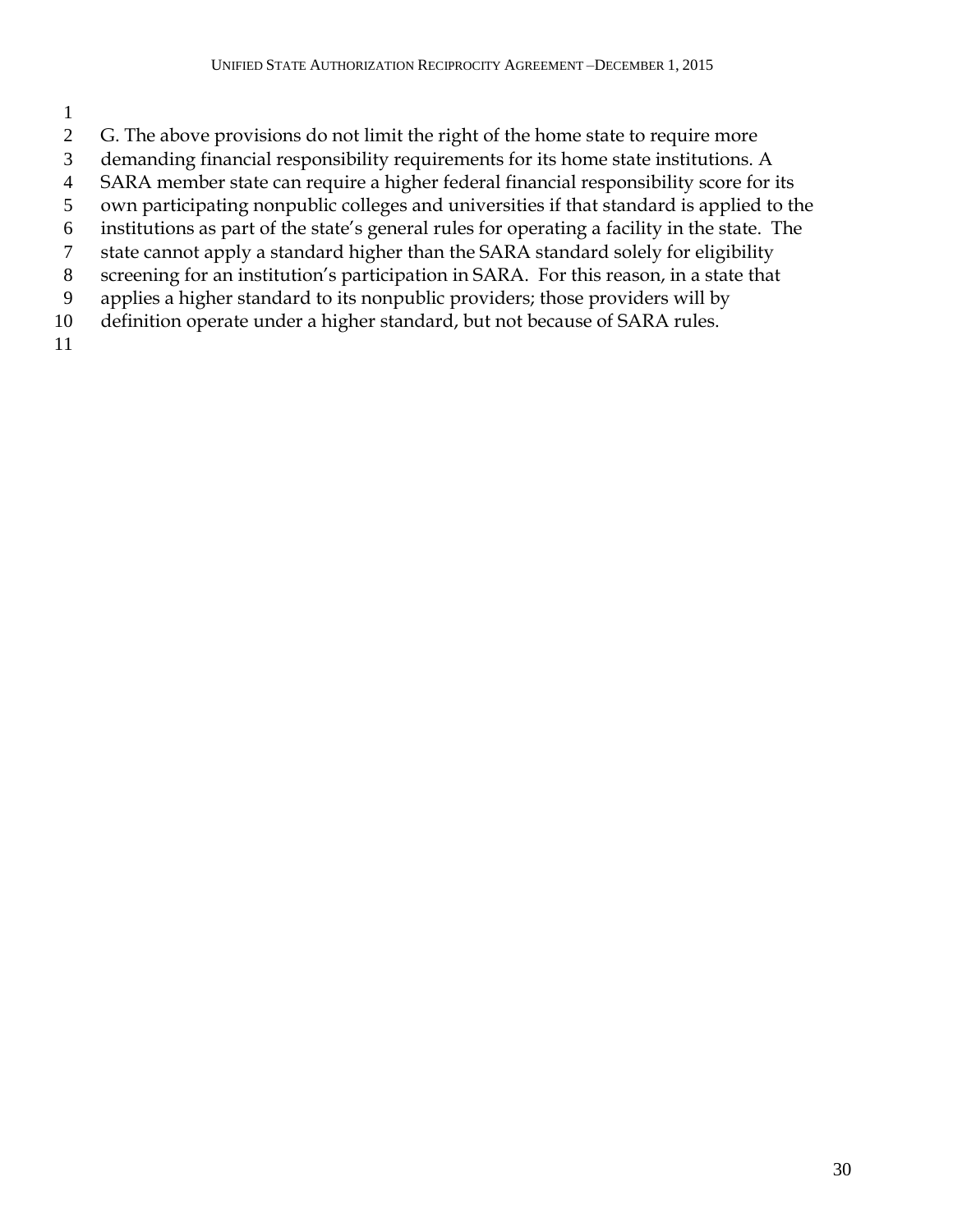G. The above provisions do not limit the right of the home state to require more demanding financial responsibility requirements for its home state institutions. A SARA member state can require a higher federal financial responsibility score for its own participating nonpublic colleges and universities if that standard is applied to the institutions as part of the state's general rules for operating a facility in the state. The state cannot apply a standard higher than the SARA standard solely for eligibility screening for an institution's participation in SARA. For this reason, in a state that applies a higher standard to its nonpublic providers; those providers will by definition operate under a higher standard, but not because of SARA rules.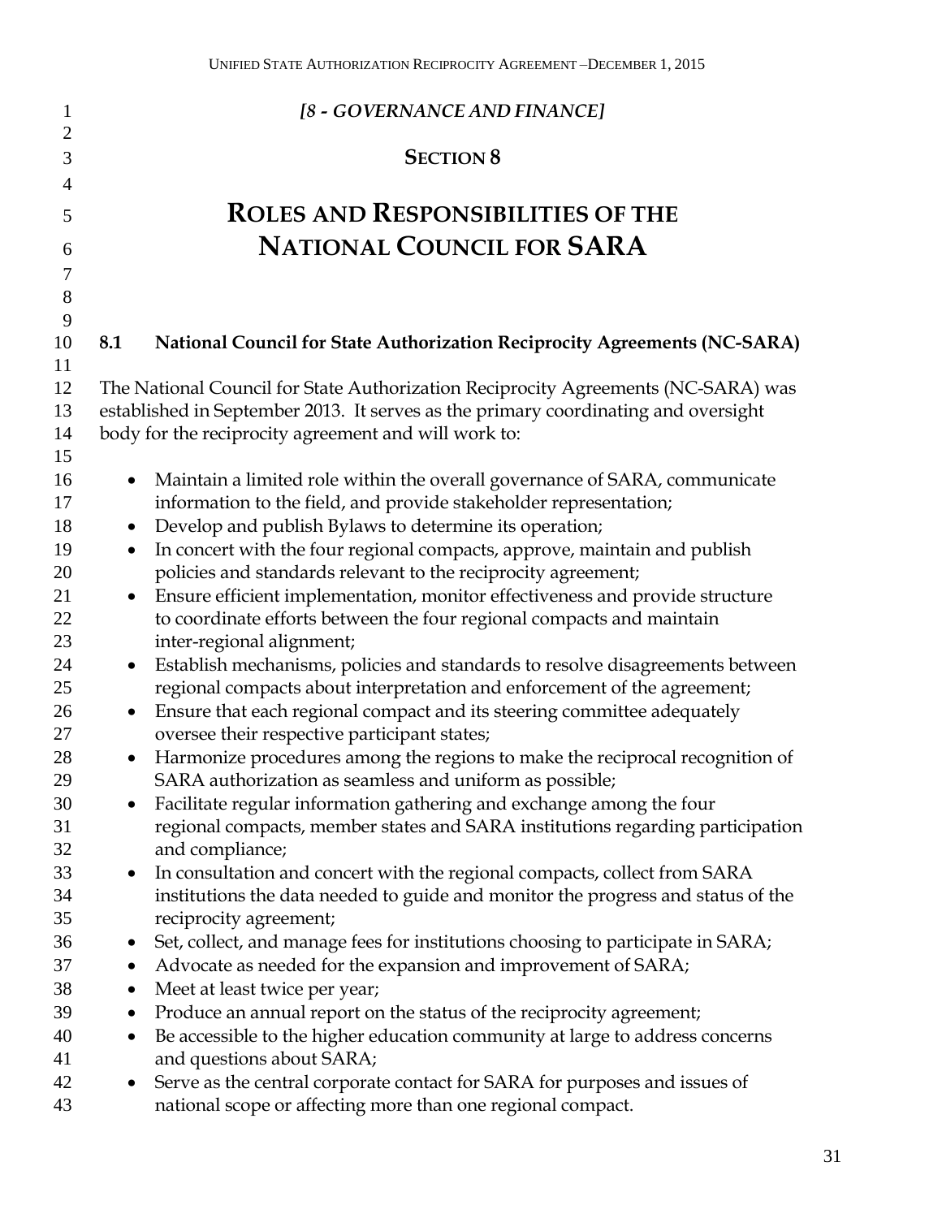*[8 - GOVERNANCE AND FINANCE]*

# SECTION 8

# ROLES AND RESPONSIBILITIES OF THE NATIONAL COUNCIL FOR SARA

## 8.1 National Council for State Authorization Reciprocity Agreements (NC-SARA)

The National Council for State Authorization Reciprocity Agreements (NC-SARA) was established in September 2013. It serves as the primary coordinating and oversight body for the reciprocity agreement and will work to:

- Maintain a limited role within the overall governance of SARA, communicate information to the field, and provide stakeholder representation;
- Develop and publish Bylaws to determine its operation;
- In concert with the four regional compacts, approve, maintain and publish policies and standards relevant to the reciprocity agreement;
- Ensure efficient implementation, monitor effectiveness and provide structure to coordinate efforts between the four regional compacts and maintain inter-regional alignment;
- Establish mechanisms, policies and standards to resolve disagreements between regional compacts about interpretation and enforcement of the agreement;
- Ensure that each regional compact and its steering committee adequately oversee their respective participant states;
- Harmonize procedures among the regions to make the reciprocal recognition of SARA authorization as seamless and uniform as possible;
- Facilitate regular information gathering and exchange among the four regional compacts, member states and SARA institutions regarding participation and compliance;
- In consultation and concert with the regional compacts, collect from SARA institutions the data needed to guide and monitor the progress and status of the reciprocity agreement;
- Set, collect, and manage fees for institutions choosing to participate in SARA;
- Advocate as needed for the expansion and improvement of SARA;
- Meet at least twice per year;
- Produce an annual report on the status of the reciprocity agreement;
- Be accessible to the higher education community at large to address concerns and questions about SARA;
- Serve as the central corporate contact for SARA for purposes and issues of national scope or affecting more than one regional compact.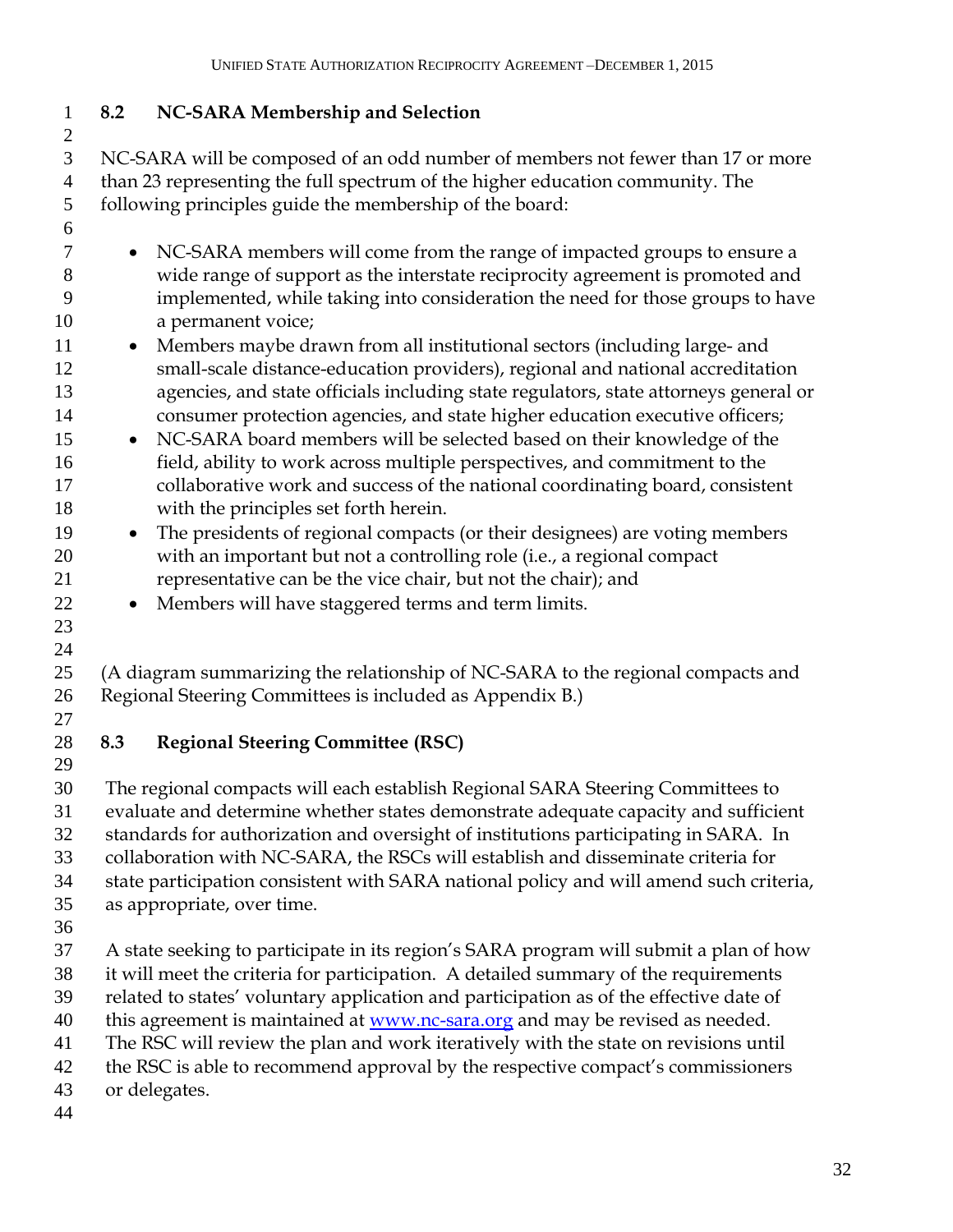## 8.2 NC-SARA Membership and Selection

NC-SARA will be composed of an odd number of members not fewer than 17 or more than 23 representing the full spectrum of the higher education community. The following principles guide the membership of the board:

- NC-SARA members will come from the range of impacted groups to ensure a wide range of support as the interstate reciprocity agreement is promoted and implemented, while taking into consideration the need for those groups to have a permanent voice;
- Members maybe drawn from all institutional sectors (including large- and small-scale distance-education providers), regional and national accreditation agencies, and state officials including state regulators, state attorneys general or consumer protection agencies, and state higher education executive officers;
- NC-SARA board members will be selected based on their knowledge of the field, ability to work across multiple perspectives, and commitment to the collaborative work and success of the national coordinating board, consistent with the principles set forth herein.
- The presidents of regional compacts (or their designees) are voting members with an important but not a controlling role (i.e., a regional compact representative can be the vice chair, but not the chair); and
- Members will have staggered terms and term limits.

(A diagram summarizing the relationship of NC-SARA to the regional compacts and Regional Steering Committees is included as Appendix B.)

## 8.3 Regional Steering Committee (RSC)

The regional compacts will each establish Regional SARA Steering Committees to evaluate and determine whether states demonstrate adequate capacity and sufficient standards for authorization and oversight of institutions participating in SARA. In collaboration with NC-SARA, the RSCs will establish and disseminate criteria for state participation consistent with SARA national policy and will amend such criteria, as appropriate, over time.

A state seeking to participate in its region's SARA program will submit a plan of how it will meet the criteria for participation. A detailed summary of the requirements related to states' voluntary application and participation as of the effective date of this agreement is maintained at [www.nc-sara.org](http://www.nc-sara.org) and may be revised as needed. The RSC will review the plan and work iteratively with the state on revisions until the RSC is able to recommend approval by the respective compact's commissioners or delegates.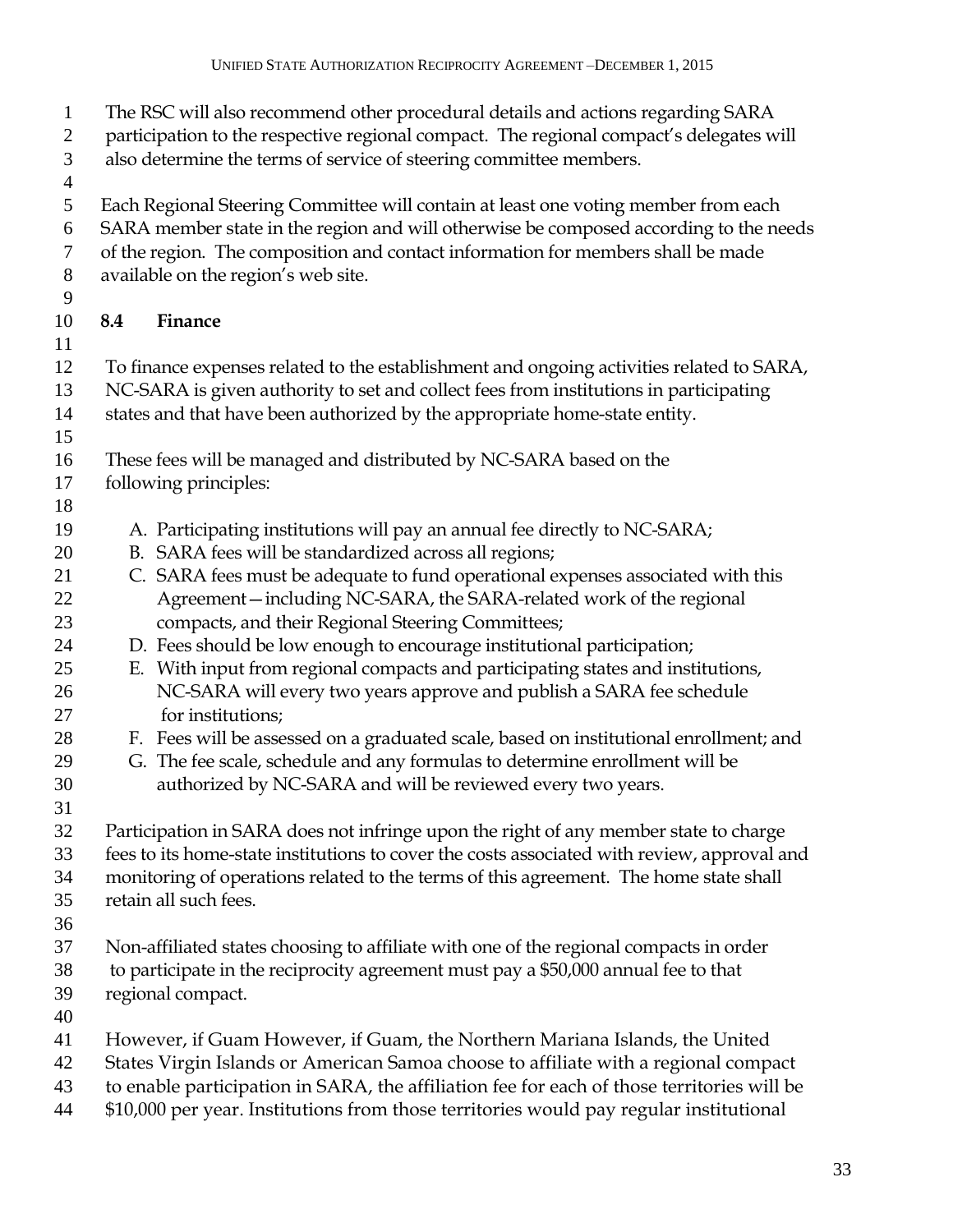The RSC will also recommend other procedural details and actions regarding SARA participation to the respective regional compact. The regional compact's delegates will also determine the terms of service of steering committee members.

Each Regional Steering Committee will contain at least one voting member from each SARA member state in the region and will otherwise be composed according to the needs of the region. The composition and contact information for members shall be made available on the region's web site.

### 8.4 Finance

To finance expenses related to the establishment and ongoing activities related to SARA, NC-SARA is given authority to set and collect fees from institutions in participating states and that have been authorized by the appropriate home-state entity.

These fees will be managed and distributed by NC-SARA based on the following principles:

A. Participating institutions will pay an annual fee directly to NC-SARA;
B. SARA fees will be standardized across all regions;
C. SARA fees must be adequate to fund operational expenses associated with this Agreement—including NC-SARA, the SARA-related work of the regional compacts, and their Regional Steering Committees;
D. Fees should be low enough to encourage institutional participation;
E. With input from regional compacts and participating states and institutions, NC-SARA will every two years approve and publish a SARA fee schedule for institutions;
F. Fees will be assessed on a graduated scale, based on institutional enrollment; and
G. The fee scale, schedule and any formulas to determine enrollment will be authorized by NC-SARA and will be reviewed every two years.

Participation in SARA does not infringe upon the right of any member state to charge fees to its home-state institutions to cover the costs associated with review, approval and monitoring of operations related to the terms of this agreement. The home state shall retain all such fees.

Non-affiliated states choosing to affiliate with one of the regional compacts in order to participate in the reciprocity agreement must pay a $50,000 annual fee to that regional compact.

However, if Guam However, if Guam, the Northern Mariana Islands, the United States Virgin Islands or American Samoa choose to affiliate with a regional compact to enable participation in SARA, the affiliation fee for each of those territories will be $10,000 per year. Institutions from those territories would pay regular institutional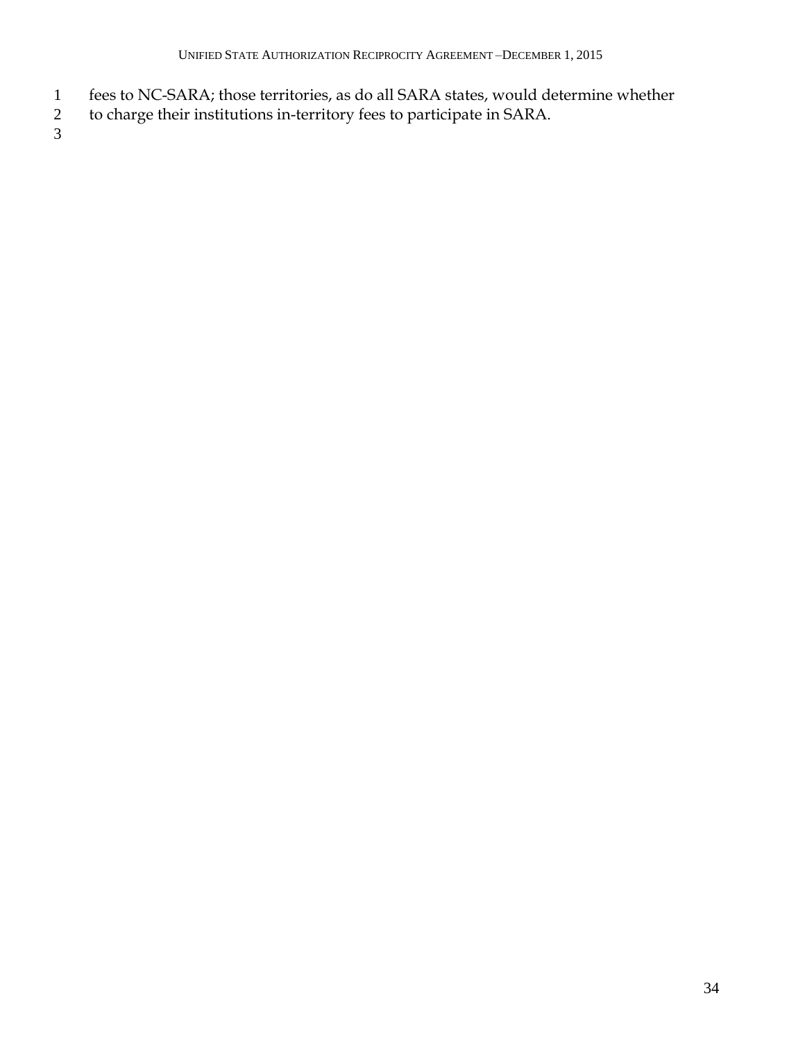fees to NC-SARA; those territories, as do all SARA states, would determine whether to charge their institutions in-territory fees to participate in SARA.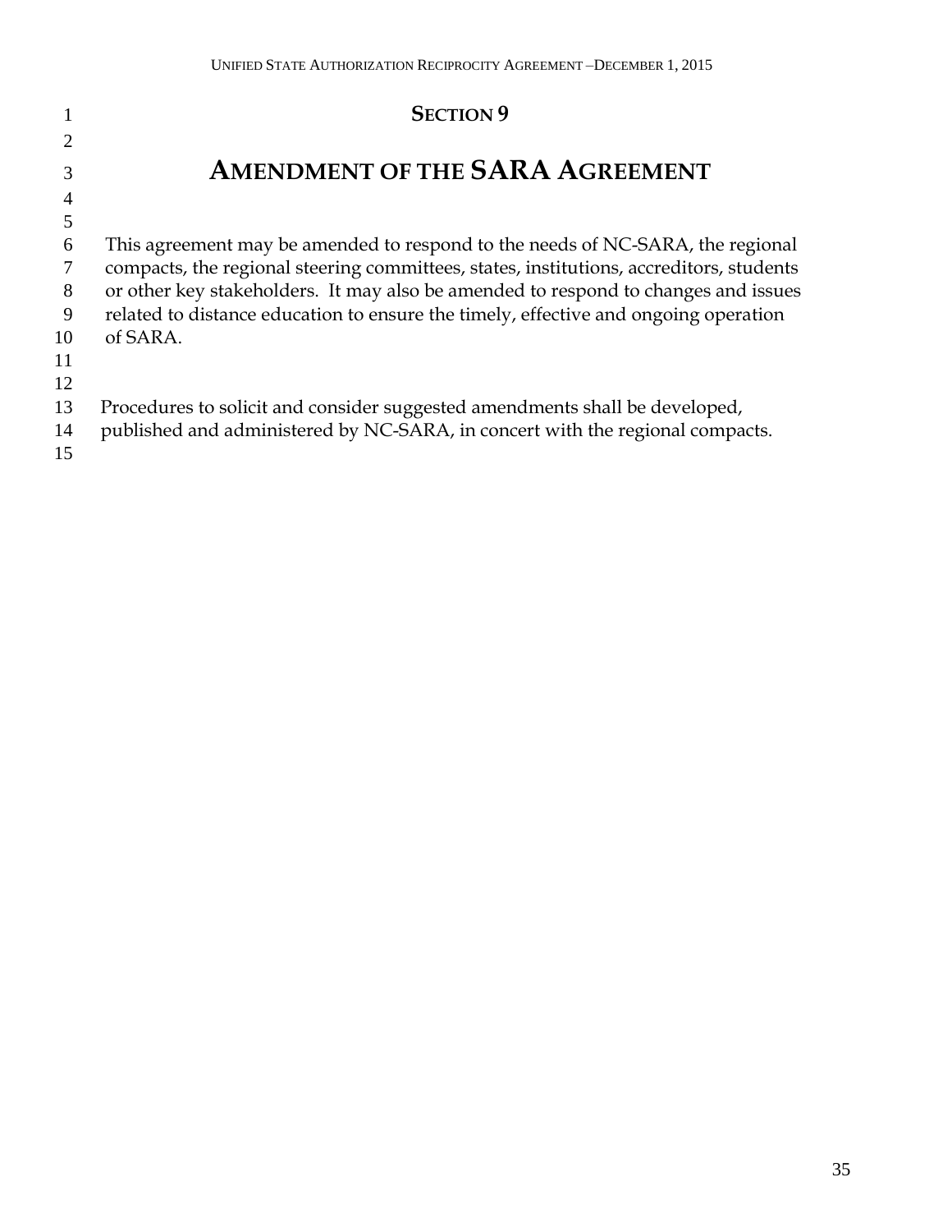## SECTION 9

# AMENDMENT OF THE SARA AGREEMENT

This agreement may be amended to respond to the needs of NC-SARA, the regional compacts, the regional steering committees, states, institutions, accreditors, students or other key stakeholders. It may also be amended to respond to changes and issues related to distance education to ensure the timely, effective and ongoing operation of SARA.

Procedures to solicit and consider suggested amendments shall be developed, published and administered by NC-SARA, in concert with the regional compacts.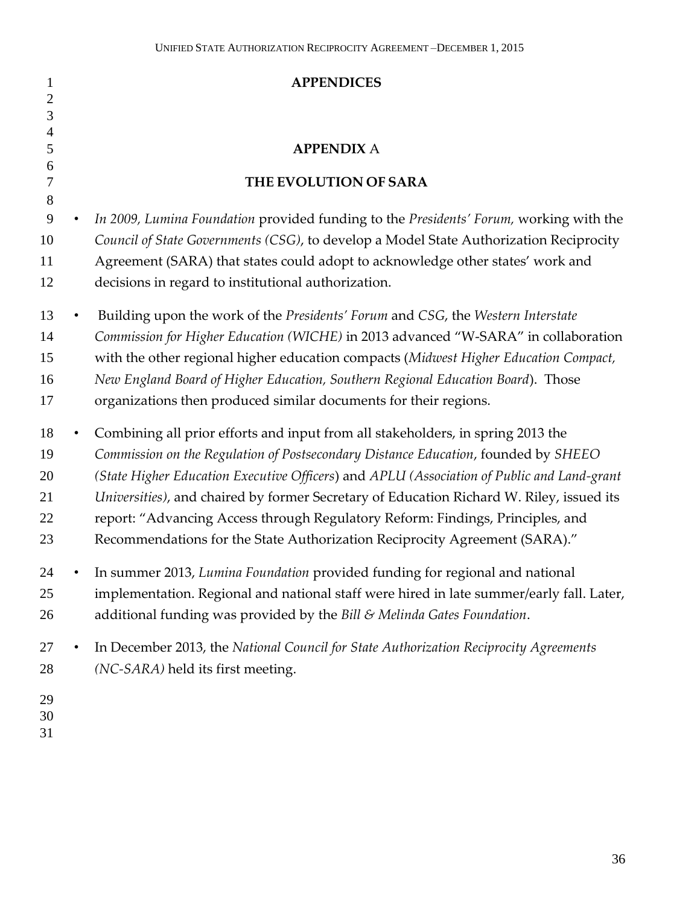# APPENDICES

## APPENDIX A

## THE EVOLUTION OF SARA

- *In 2009, Lumina Foundation* provided funding to the *Presidents' Forum,* working with the *Council of State Governments (CSG)*, to develop a Model State Authorization Reciprocity Agreement (SARA) that states could adopt to acknowledge other states' work and decisions in regard to institutional authorization.
- Building upon the work of the *Presidents' Forum* and *CSG*, the *Western Interstate Commission for Higher Education (WICHE)* in 2013 advanced "W-SARA" in collaboration with the other regional higher education compacts (*Midwest Higher Education Compact, New England Board of Higher Education, Southern Regional Education Board*). Those organizations then produced similar documents for their regions.
- Combining all prior efforts and input from all stakeholders, in spring 2013 the *Commission on the Regulation of Postsecondary Distance Education*, founded by *SHEEO (State Higher Education Executive Officers*) and *APLU (Association of Public and Land-grant Universities)*, and chaired by former Secretary of Education Richard W. Riley, issued its report: "Advancing Access through Regulatory Reform: Findings, Principles, and Recommendations for the State Authorization Reciprocity Agreement (SARA)."
- In summer 2013, *Lumina Foundation* provided funding for regional and national implementation. Regional and national staff were hired in late summer/early fall. Later, additional funding was provided by the *Bill & Melinda Gates Foundation*.
- In December 2013, the *National Council for State Authorization Reciprocity Agreements (NC-SARA)* held its first meeting.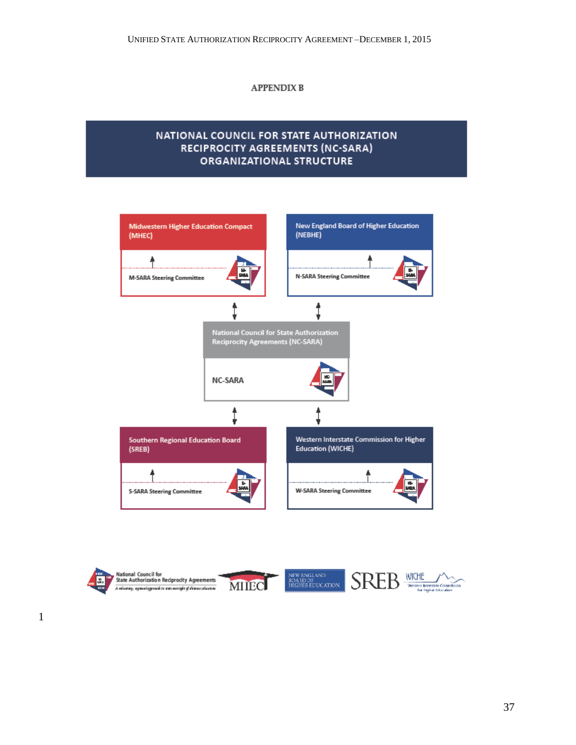## APPENDIX B

# NATIONAL COUNCIL FOR STATE AUTHORIZATION RECIPROCITY AGREEMENTS (NC-SARA) ORGANIZATIONAL STRUCTURE

**Midwestern Higher Education Compact (MHEC)**

M-SARA Steering Committee

**New England Board of Higher Education (NEBHE)**

N-SARA Steering Committee

**National Council for State Authorization Reciprocity Agreements (NC-SARA)**

NC-SARA

**Southern Regional Education Board (SREB)**

S-SARA Steering Committee

**Western Interstate Commission for Higher Education (WICHE)**

W-SARA Steering Committee

National Council for State Authorization Reciprocity Agreements — *A voluntary, regional approach to state oversight of distance education*

MHEC | NEW ENGLAND BOARD OF HIGHER EDUCATION | SREB | WICHE Western Interstate Commission for Higher Education

1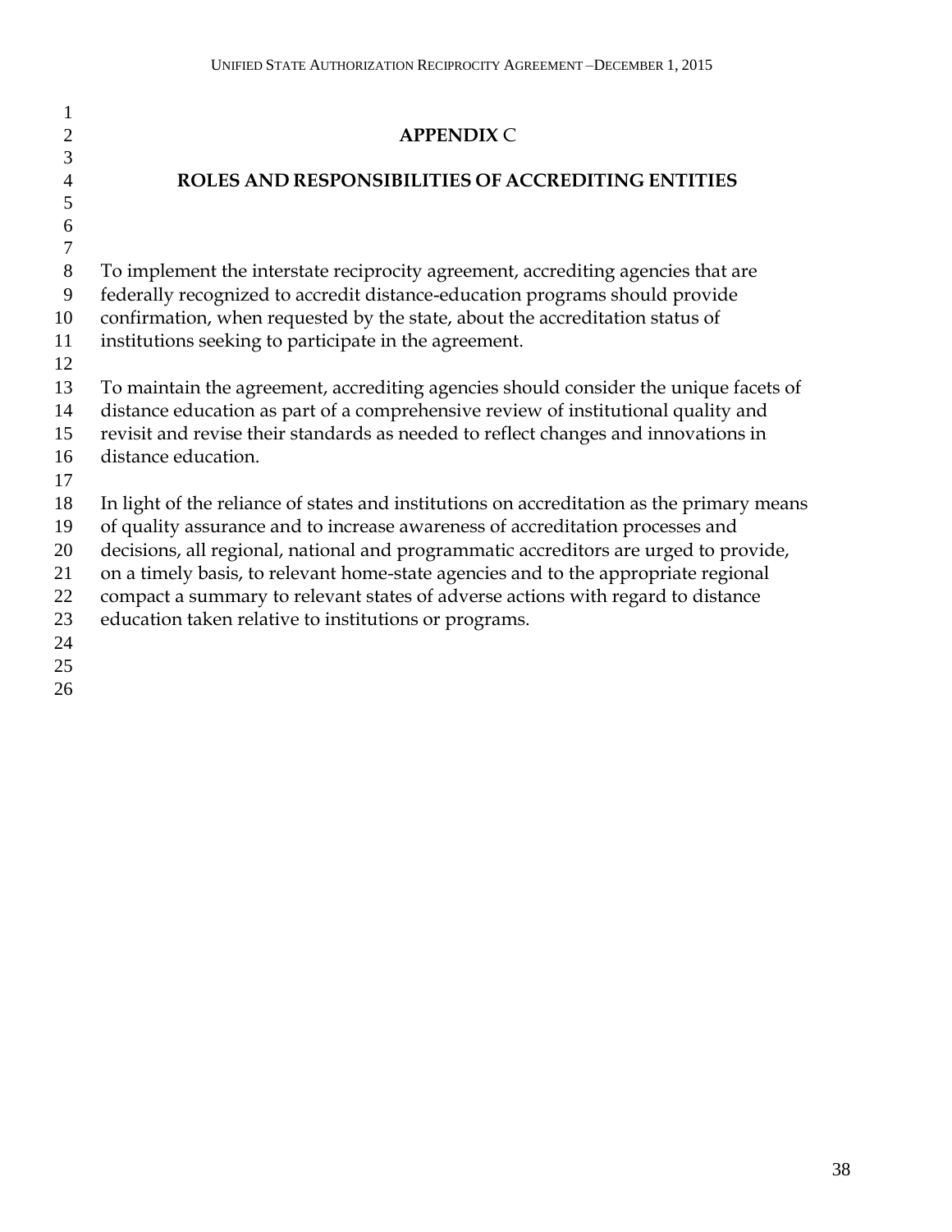## APPENDIX C

## ROLES AND RESPONSIBILITIES OF ACCREDITING ENTITIES

To implement the interstate reciprocity agreement, accrediting agencies that are federally recognized to accredit distance-education programs should provide confirmation, when requested by the state, about the accreditation status of institutions seeking to participate in the agreement.

To maintain the agreement, accrediting agencies should consider the unique facets of distance education as part of a comprehensive review of institutional quality and revisit and revise their standards as needed to reflect changes and innovations in distance education.

In light of the reliance of states and institutions on accreditation as the primary means of quality assurance and to increase awareness of accreditation processes and decisions, all regional, national and programmatic accreditors are urged to provide, on a timely basis, to relevant home-state agencies and to the appropriate regional compact a summary to relevant states of adverse actions with regard to distance education taken relative to institutions or programs.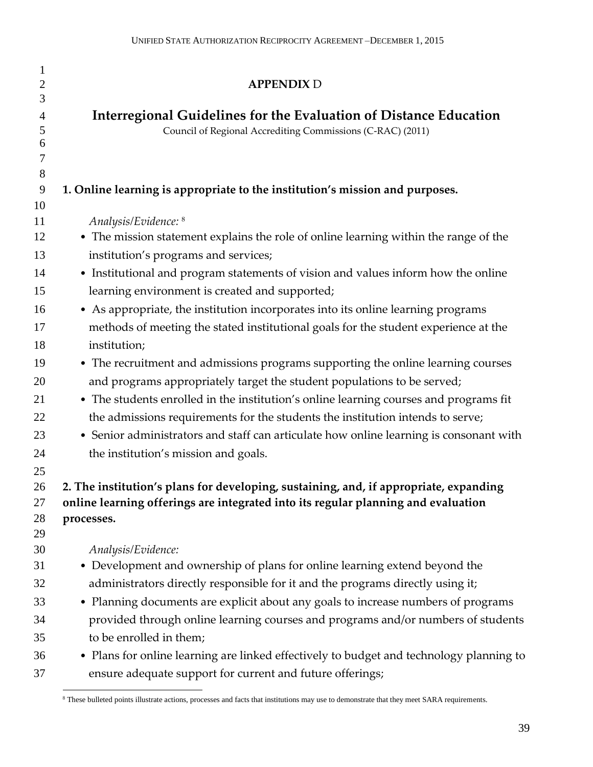## APPENDIX D

# Interregional Guidelines for the Evaluation of Distance Education

Council of Regional Accrediting Commissions (C-RAC) (2011)

**1. Online learning is appropriate to the institution's mission and purposes.**

*Analysis/Evidence:* [8]

- The mission statement explains the role of online learning within the range of the institution's programs and services;
- Institutional and program statements of vision and values inform how the online learning environment is created and supported;
- As appropriate, the institution incorporates into its online learning programs methods of meeting the stated institutional goals for the student experience at the institution;
- The recruitment and admissions programs supporting the online learning courses and programs appropriately target the student populations to be served;
- The students enrolled in the institution's online learning courses and programs fit the admissions requirements for the students the institution intends to serve;
- Senior administrators and staff can articulate how online learning is consonant with the institution's mission and goals.

**2. The institution's plans for developing, sustaining, and, if appropriate, expanding online learning offerings are integrated into its regular planning and evaluation processes.**

*Analysis/Evidence:*

- Development and ownership of plans for online learning extend beyond the administrators directly responsible for it and the programs directly using it;
- Planning documents are explicit about any goals to increase numbers of programs provided through online learning courses and programs and/or numbers of students to be enrolled in them;
- Plans for online learning are linked effectively to budget and technology planning to ensure adequate support for current and future offerings;

[8] These bulleted points illustrate actions, processes and facts that institutions may use to demonstrate that they meet SARA requirements.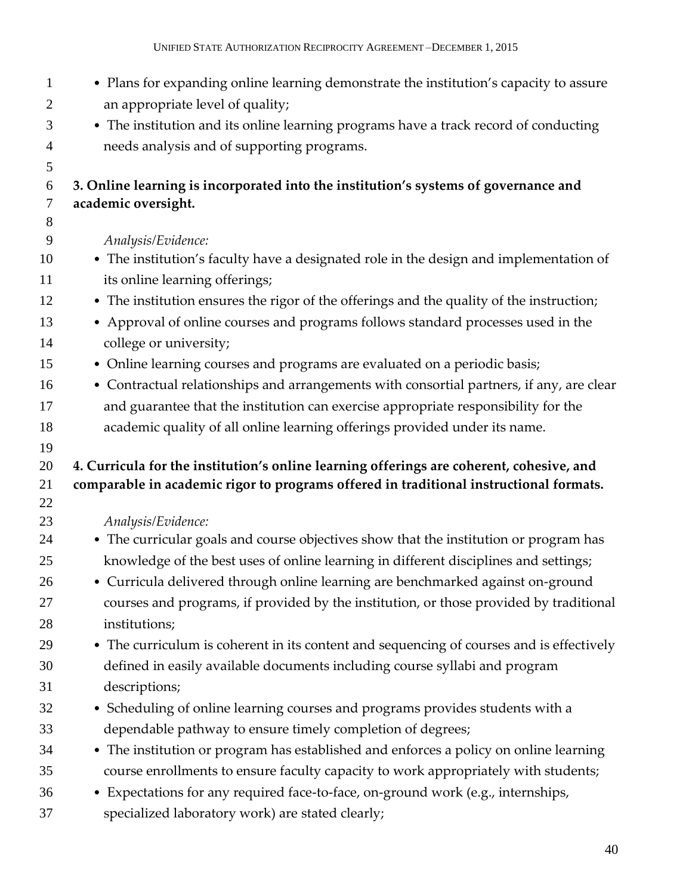- Plans for expanding online learning demonstrate the institution's capacity to assure an appropriate level of quality;
- The institution and its online learning programs have a track record of conducting needs analysis and of supporting programs.

**3. Online learning is incorporated into the institution's systems of governance and academic oversight.**

*Analysis/Evidence:*

- The institution's faculty have a designated role in the design and implementation of its online learning offerings;
- The institution ensures the rigor of the offerings and the quality of the instruction;
- Approval of online courses and programs follows standard processes used in the college or university;
- Online learning courses and programs are evaluated on a periodic basis;
- Contractual relationships and arrangements with consortial partners, if any, are clear and guarantee that the institution can exercise appropriate responsibility for the academic quality of all online learning offerings provided under its name.

**4. Curricula for the institution's online learning offerings are coherent, cohesive, and comparable in academic rigor to programs offered in traditional instructional formats.**

*Analysis/Evidence:*

- The curricular goals and course objectives show that the institution or program has knowledge of the best uses of online learning in different disciplines and settings;
- Curricula delivered through online learning are benchmarked against on-ground courses and programs, if provided by the institution, or those provided by traditional institutions;
- The curriculum is coherent in its content and sequencing of courses and is effectively defined in easily available documents including course syllabi and program descriptions;
- Scheduling of online learning courses and programs provides students with a dependable pathway to ensure timely completion of degrees;
- The institution or program has established and enforces a policy on online learning course enrollments to ensure faculty capacity to work appropriately with students;
- Expectations for any required face-to-face, on-ground work (e.g., internships, specialized laboratory work) are stated clearly;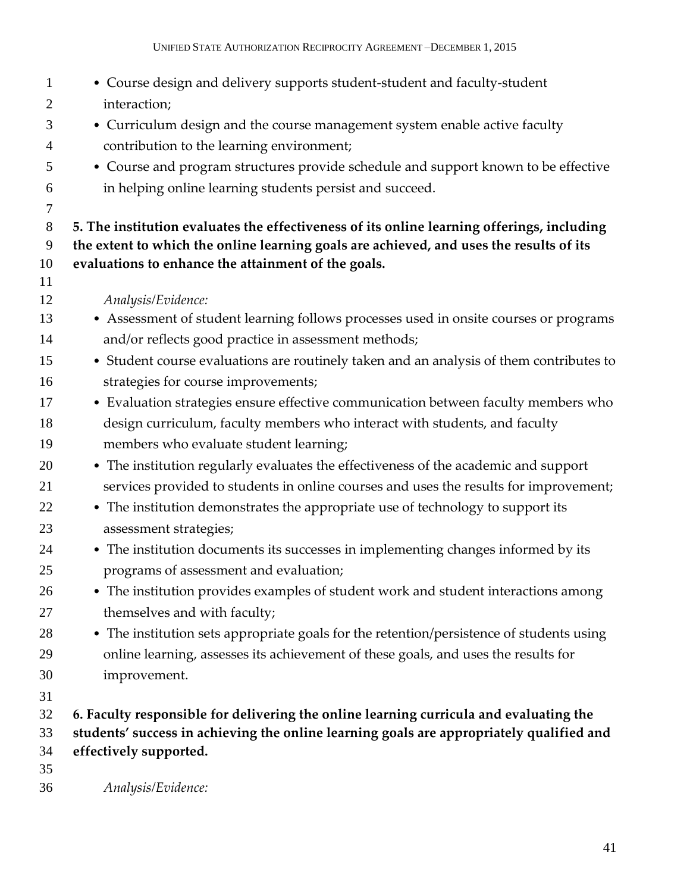- Course design and delivery supports student-student and faculty-student interaction;
- Curriculum design and the course management system enable active faculty contribution to the learning environment;
- Course and program structures provide schedule and support known to be effective in helping online learning students persist and succeed.

**5. The institution evaluates the effectiveness of its online learning offerings, including the extent to which the online learning goals are achieved, and uses the results of its evaluations to enhance the attainment of the goals.**

*Analysis/Evidence:*

- Assessment of student learning follows processes used in onsite courses or programs and/or reflects good practice in assessment methods;
- Student course evaluations are routinely taken and an analysis of them contributes to strategies for course improvements;
- Evaluation strategies ensure effective communication between faculty members who design curriculum, faculty members who interact with students, and faculty members who evaluate student learning;
- The institution regularly evaluates the effectiveness of the academic and support services provided to students in online courses and uses the results for improvement;
- The institution demonstrates the appropriate use of technology to support its assessment strategies;
- The institution documents its successes in implementing changes informed by its programs of assessment and evaluation;
- The institution provides examples of student work and student interactions among themselves and with faculty;
- The institution sets appropriate goals for the retention/persistence of students using online learning, assesses its achievement of these goals, and uses the results for improvement.

**6. Faculty responsible for delivering the online learning curricula and evaluating the students' success in achieving the online learning goals are appropriately qualified and effectively supported.**

*Analysis/Evidence:*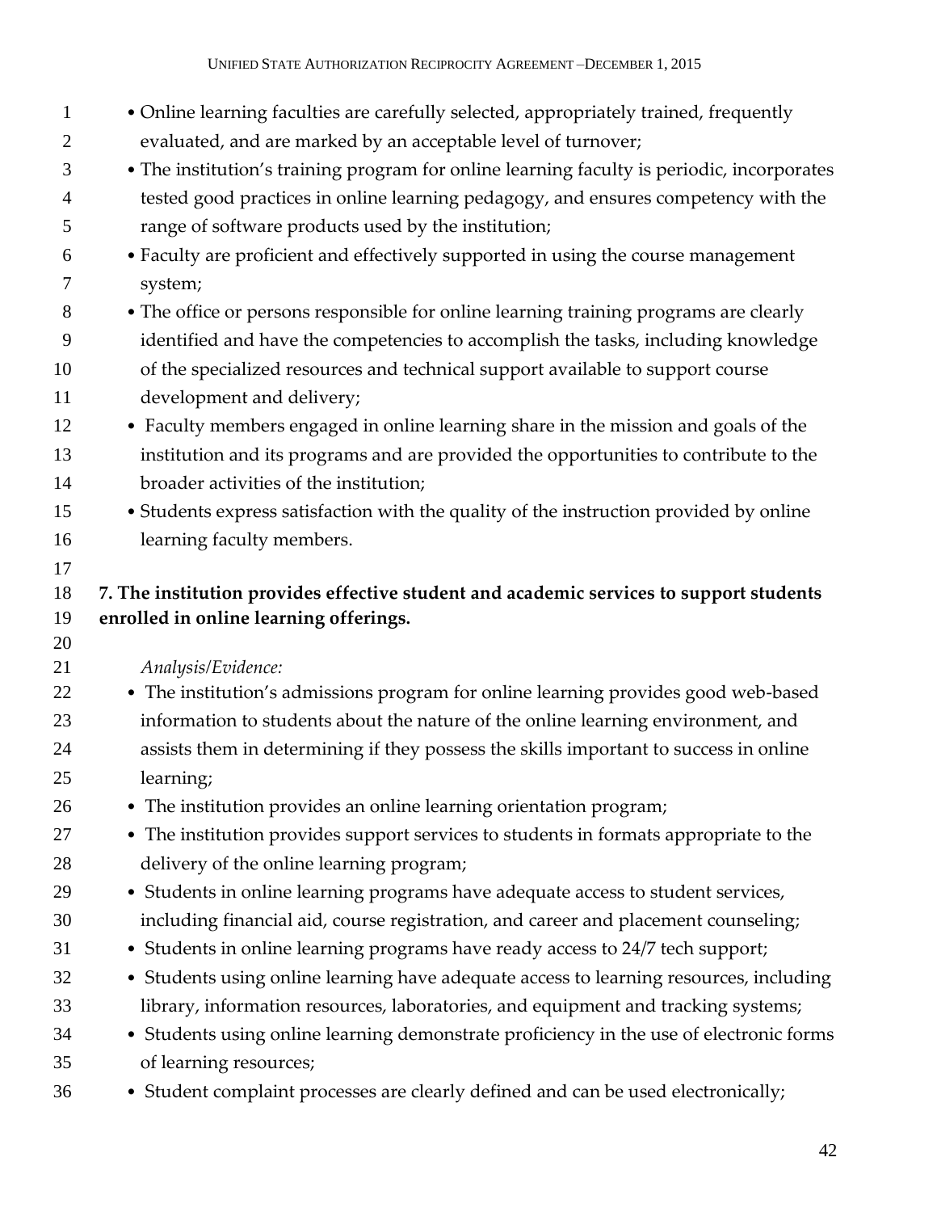- Online learning faculties are carefully selected, appropriately trained, frequently evaluated, and are marked by an acceptable level of turnover;
- The institution's training program for online learning faculty is periodic, incorporates tested good practices in online learning pedagogy, and ensures competency with the range of software products used by the institution;
- Faculty are proficient and effectively supported in using the course management system;
- The office or persons responsible for online learning training programs are clearly identified and have the competencies to accomplish the tasks, including knowledge of the specialized resources and technical support available to support course development and delivery;
- Faculty members engaged in online learning share in the mission and goals of the institution and its programs and are provided the opportunities to contribute to the broader activities of the institution;
- Students express satisfaction with the quality of the instruction provided by online learning faculty members.

**7. The institution provides effective student and academic services to support students enrolled in online learning offerings.**

*Analysis/Evidence:*

- The institution's admissions program for online learning provides good web-based information to students about the nature of the online learning environment, and assists them in determining if they possess the skills important to success in online learning;
- The institution provides an online learning orientation program;
- The institution provides support services to students in formats appropriate to the delivery of the online learning program;
- Students in online learning programs have adequate access to student services, including financial aid, course registration, and career and placement counseling;
- Students in online learning programs have ready access to 24/7 tech support;
- Students using online learning have adequate access to learning resources, including library, information resources, laboratories, and equipment and tracking systems;
- Students using online learning demonstrate proficiency in the use of electronic forms of learning resources;
- Student complaint processes are clearly defined and can be used electronically;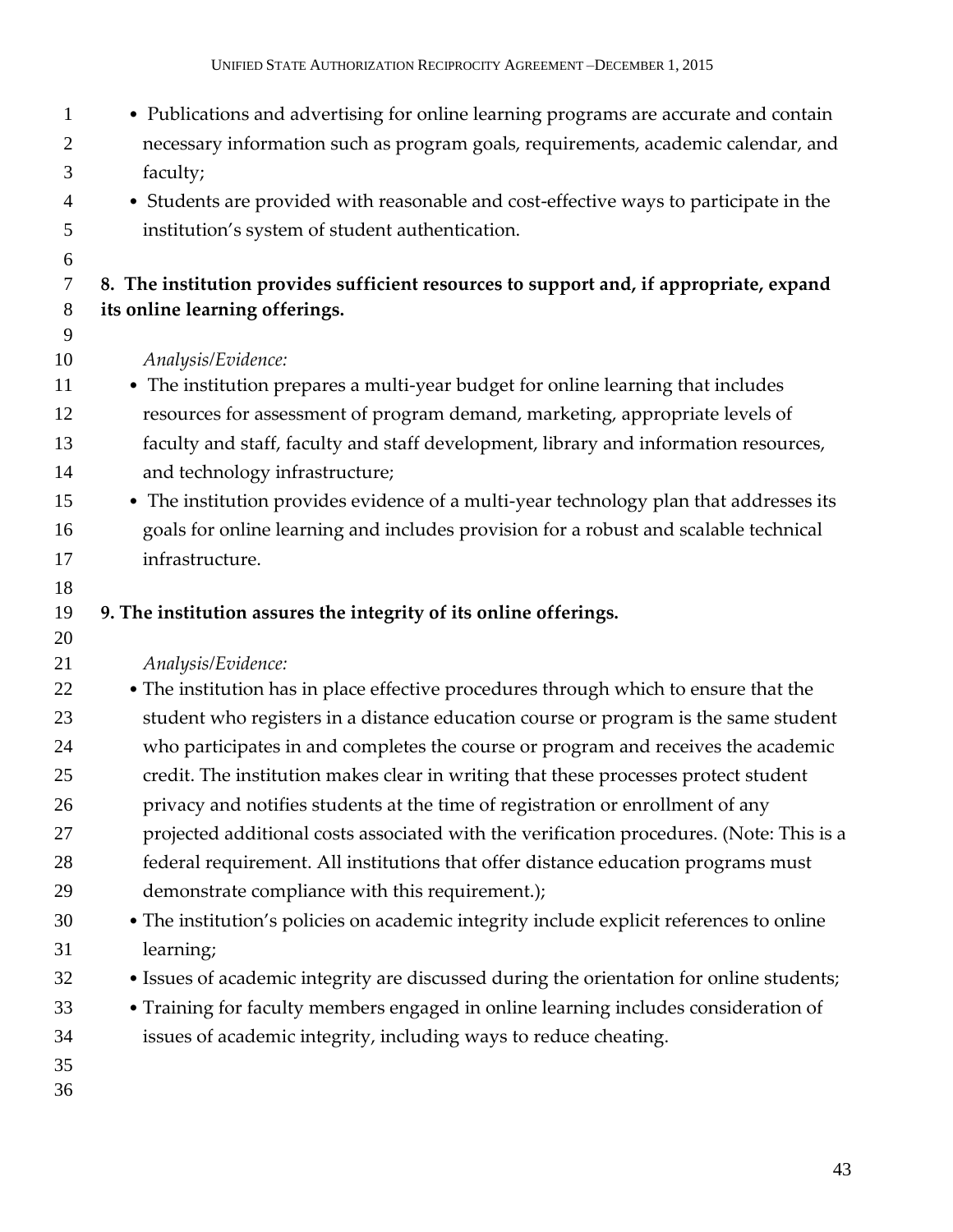- Publications and advertising for online learning programs are accurate and contain necessary information such as program goals, requirements, academic calendar, and faculty;
- Students are provided with reasonable and cost-effective ways to participate in the institution's system of student authentication.

**8. The institution provides sufficient resources to support and, if appropriate, expand its online learning offerings.**

*Analysis/Evidence:*

- The institution prepares a multi-year budget for online learning that includes resources for assessment of program demand, marketing, appropriate levels of faculty and staff, faculty and staff development, library and information resources, and technology infrastructure;
- The institution provides evidence of a multi-year technology plan that addresses its goals for online learning and includes provision for a robust and scalable technical infrastructure.

**9. The institution assures the integrity of its online offerings.**

*Analysis/Evidence:*

- The institution has in place effective procedures through which to ensure that the student who registers in a distance education course or program is the same student who participates in and completes the course or program and receives the academic credit. The institution makes clear in writing that these processes protect student privacy and notifies students at the time of registration or enrollment of any projected additional costs associated with the verification procedures. (Note: This is a federal requirement. All institutions that offer distance education programs must demonstrate compliance with this requirement.);
- The institution's policies on academic integrity include explicit references to online learning;
- Issues of academic integrity are discussed during the orientation for online students;
- Training for faculty members engaged in online learning includes consideration of issues of academic integrity, including ways to reduce cheating.